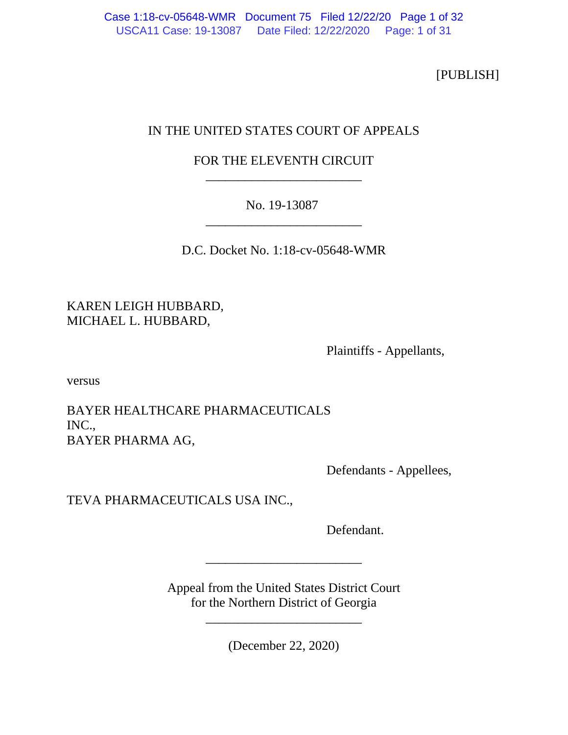[PUBLISH]

IN THE UNITED STATES COURT OF APPEALS

FOR THE ELEVENTH CIRCUIT

________________________

No. 19-13087

________________________

D.C. Docket No. 1:18-cv-05648-WMR

KAREN LEIGH HUBBARD,
MICHAEL L. HUBBARD,

Plaintiffs - Appellants,

versus

BAYER HEALTHCARE PHARMACEUTICALS INC.,
BAYER PHARMA AG,

Defendants - Appellees,

TEVA PHARMACEUTICALS USA INC.,

Defendant.

________________________

Appeal from the United States District Court
for the Northern District of Georgia

________________________

(December 22, 2020)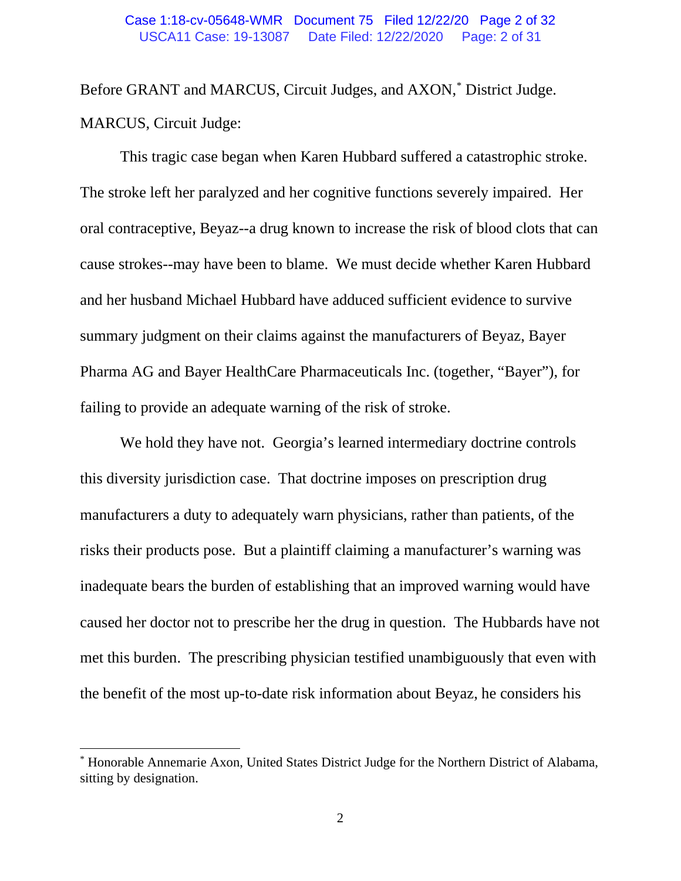Before GRANT and MARCUS, Circuit Judges, and AXON,* District Judge.

MARCUS, Circuit Judge:

This tragic case began when Karen Hubbard suffered a catastrophic stroke. The stroke left her paralyzed and her cognitive functions severely impaired. Her oral contraceptive, Beyaz--a drug known to increase the risk of blood clots that can cause strokes--may have been to blame. We must decide whether Karen Hubbard and her husband Michael Hubbard have adduced sufficient evidence to survive summary judgment on their claims against the manufacturers of Beyaz, Bayer Pharma AG and Bayer HealthCare Pharmaceuticals Inc. (together, "Bayer"), for failing to provide an adequate warning of the risk of stroke.

We hold they have not. Georgia's learned intermediary doctrine controls this diversity jurisdiction case. That doctrine imposes on prescription drug manufacturers a duty to adequately warn physicians, rather than patients, of the risks their products pose. But a plaintiff claiming a manufacturer's warning was inadequate bears the burden of establishing that an improved warning would have caused her doctor not to prescribe her the drug in question. The Hubbards have not met this burden. The prescribing physician testified unambiguously that even with the benefit of the most up-to-date risk information about Beyaz, he considers his

---

* Honorable Annemarie Axon, United States District Judge for the Northern District of Alabama, sitting by designation.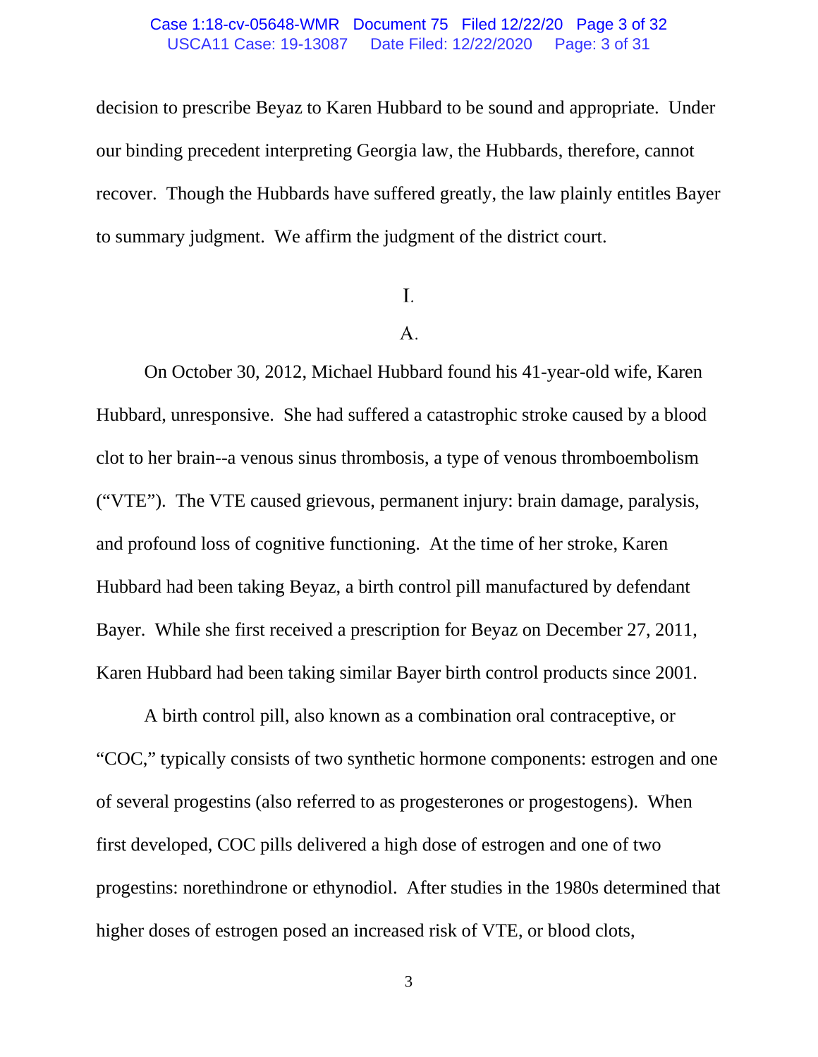decision to prescribe Beyaz to Karen Hubbard to be sound and appropriate. Under our binding precedent interpreting Georgia law, the Hubbards, therefore, cannot recover. Though the Hubbards have suffered greatly, the law plainly entitles Bayer to summary judgment. We affirm the judgment of the district court.

# I.

## A.

On October 30, 2012, Michael Hubbard found his 41-year-old wife, Karen Hubbard, unresponsive. She had suffered a catastrophic stroke caused by a blood clot to her brain--a venous sinus thrombosis, a type of venous thromboembolism ("VTE"). The VTE caused grievous, permanent injury: brain damage, paralysis, and profound loss of cognitive functioning. At the time of her stroke, Karen Hubbard had been taking Beyaz, a birth control pill manufactured by defendant Bayer. While she first received a prescription for Beyaz on December 27, 2011, Karen Hubbard had been taking similar Bayer birth control products since 2001.

A birth control pill, also known as a combination oral contraceptive, or "COC," typically consists of two synthetic hormone components: estrogen and one of several progestins (also referred to as progesterones or progestogens). When first developed, COC pills delivered a high dose of estrogen and one of two progestins: norethindrone or ethynodiol. After studies in the 1980s determined that higher doses of estrogen posed an increased risk of VTE, or blood clots,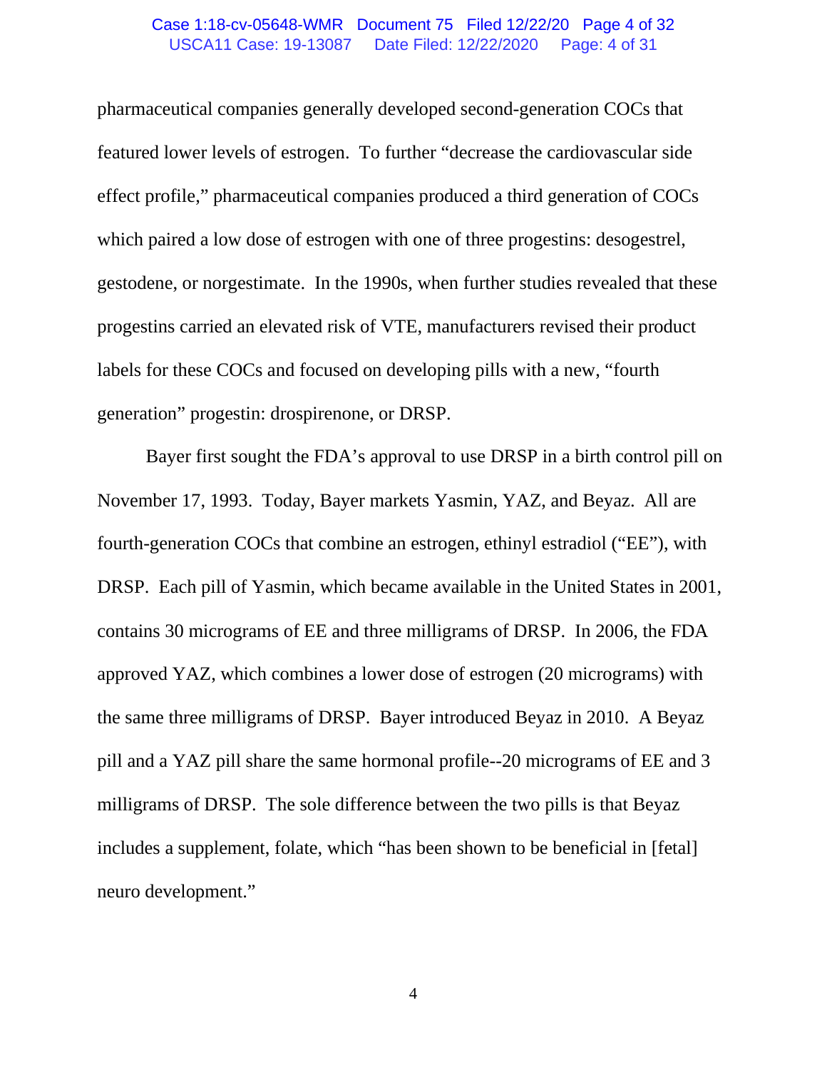pharmaceutical companies generally developed second-generation COCs that featured lower levels of estrogen. To further "decrease the cardiovascular side effect profile," pharmaceutical companies produced a third generation of COCs which paired a low dose of estrogen with one of three progestins: desogestrel, gestodene, or norgestimate. In the 1990s, when further studies revealed that these progestins carried an elevated risk of VTE, manufacturers revised their product labels for these COCs and focused on developing pills with a new, "fourth generation" progestin: drospirenone, or DRSP.

Bayer first sought the FDA's approval to use DRSP in a birth control pill on November 17, 1993. Today, Bayer markets Yasmin, YAZ, and Beyaz. All are fourth-generation COCs that combine an estrogen, ethinyl estradiol ("EE"), with DRSP. Each pill of Yasmin, which became available in the United States in 2001, contains 30 micrograms of EE and three milligrams of DRSP. In 2006, the FDA approved YAZ, which combines a lower dose of estrogen (20 micrograms) with the same three milligrams of DRSP. Bayer introduced Beyaz in 2010. A Beyaz pill and a YAZ pill share the same hormonal profile--20 micrograms of EE and 3 milligrams of DRSP. The sole difference between the two pills is that Beyaz includes a supplement, folate, which "has been shown to be beneficial in [fetal] neuro development."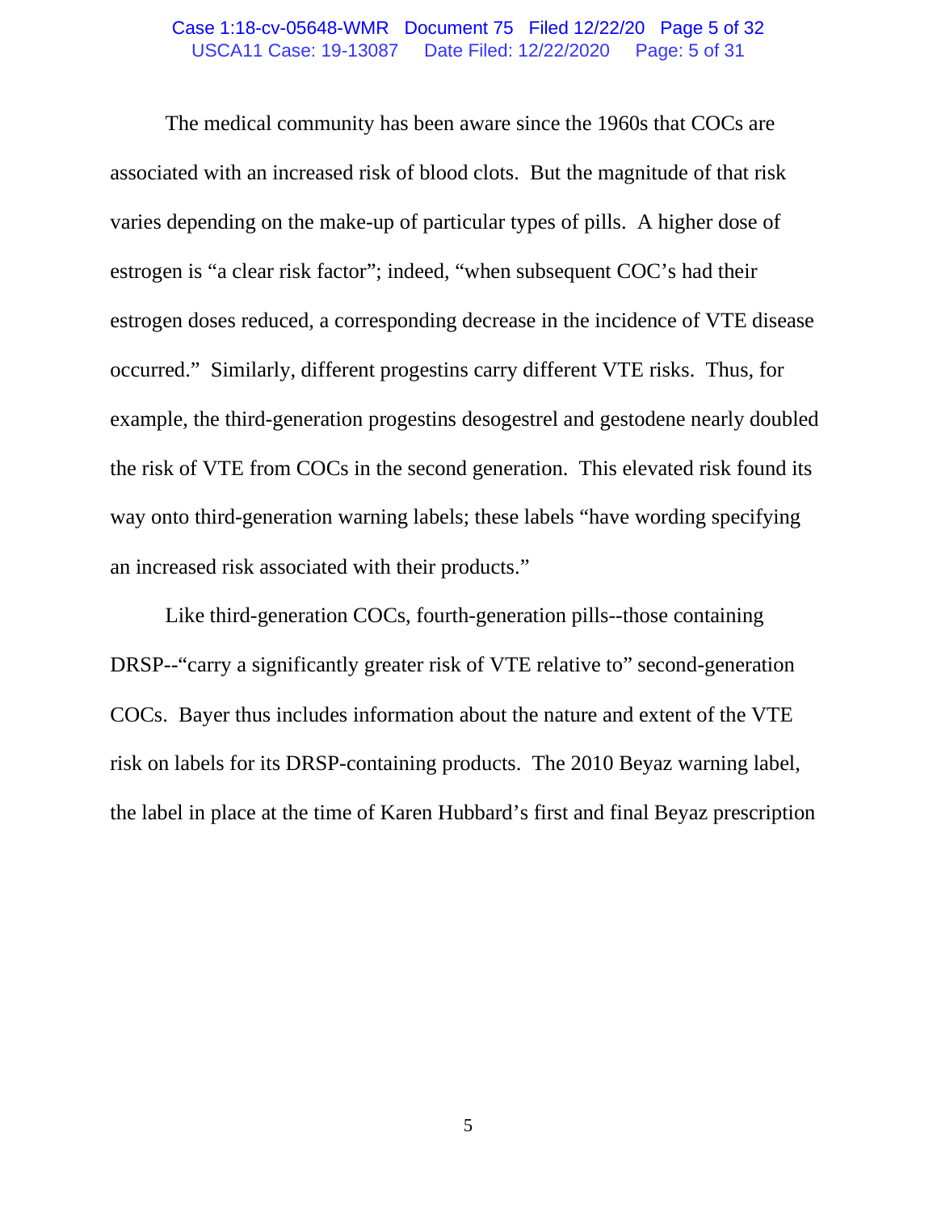The medical community has been aware since the 1960s that COCs are associated with an increased risk of blood clots. But the magnitude of that risk varies depending on the make-up of particular types of pills. A higher dose of estrogen is "a clear risk factor"; indeed, "when subsequent COC's had their estrogen doses reduced, a corresponding decrease in the incidence of VTE disease occurred." Similarly, different progestins carry different VTE risks. Thus, for example, the third-generation progestins desogestrel and gestodene nearly doubled the risk of VTE from COCs in the second generation. This elevated risk found its way onto third-generation warning labels; these labels "have wording specifying an increased risk associated with their products."

Like third-generation COCs, fourth-generation pills--those containing DRSP--"carry a significantly greater risk of VTE relative to" second-generation COCs. Bayer thus includes information about the nature and extent of the VTE risk on labels for its DRSP-containing products. The 2010 Beyaz warning label, the label in place at the time of Karen Hubbard's first and final Beyaz prescription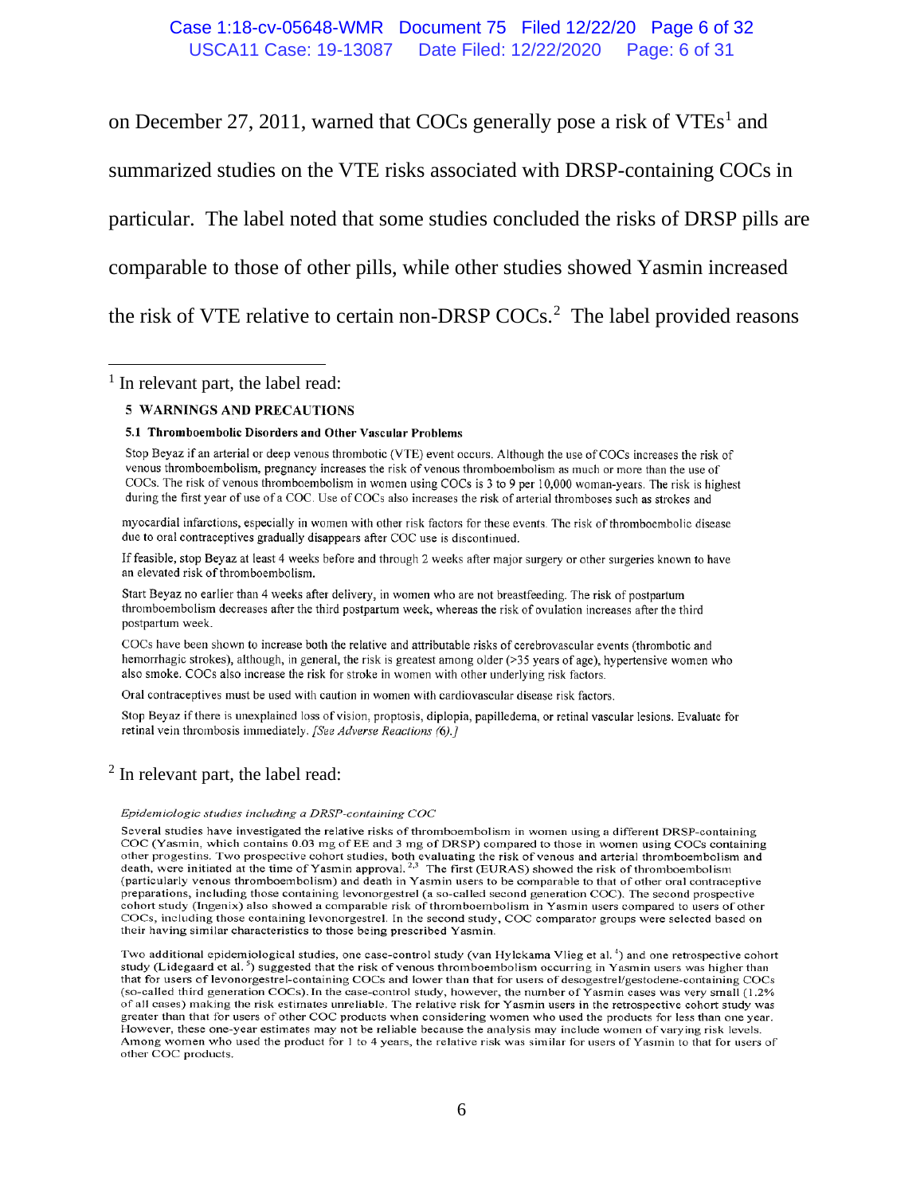on December 27, 2011, warned that COCs generally pose a risk of VTEs[1] and summarized studies on the VTE risks associated with DRSP-containing COCs in particular. The label noted that some studies concluded the risks of DRSP pills are comparable to those of other pills, while other studies showed Yasmin increased the risk of VTE relative to certain non-DRSP COCs.[2] The label provided reasons

---

[1] In relevant part, the label read:

> **5 WARNINGS AND PRECAUTIONS**
>
> **5.1 Thromboembolic Disorders and Other Vascular Problems**
>
> Stop Beyaz if an arterial or deep venous thrombotic (VTE) event occurs. Although the use of COCs increases the risk of venous thromboembolism, pregnancy increases the risk of venous thromboembolism as much or more than the use of COCs. The risk of venous thromboembolism in women using COCs is 3 to 9 per 10,000 woman-years. The risk is highest during the first year of use of a COC. Use of COCs also increases the risk of arterial thromboses such as strokes and myocardial infarctions, especially in women with other risk factors for these events. The risk of thromboembolic disease due to oral contraceptives gradually disappears after COC use is discontinued.
>
> If feasible, stop Beyaz at least 4 weeks before and through 2 weeks after major surgery or other surgeries known to have an elevated risk of thromboembolism.
>
> Start Beyaz no earlier than 4 weeks after delivery, in women who are not breastfeeding. The risk of postpartum thromboembolism decreases after the third postpartum week, whereas the risk of ovulation increases after the third postpartum week.
>
> COCs have been shown to increase both the relative and attributable risks of cerebrovascular events (thrombotic and hemorrhagic strokes), although, in general, the risk is greatest among older (>35 years of age), hypertensive women who also smoke. COCs also increase the risk for stroke in women with other underlying risk factors.
>
> Oral contraceptives must be used with caution in women with cardiovascular disease risk factors.
>
> Stop Beyaz if there is unexplained loss of vision, proptosis, diplopia, papilledema, or retinal vascular lesions. Evaluate for retinal vein thrombosis immediately. *[See Adverse Reactions (6).]*

[2] In relevant part, the label read:

> *Epidemiologic studies including a DRSP-containing COC*
>
> Several studies have investigated the relative risks of thromboembolism in women using a different DRSP-containing COC (Yasmin, which contains 0.03 mg of EE and 3 mg of DRSP) compared to those in women using COCs containing other progestins. Two prospective cohort studies, both evaluating the risk of venous and arterial thromboembolism and death, were initiated at the time of Yasmin approval.[2,3] The first (EURAS) showed the risk of thromboembolism (particularly venous thromboembolism) and death in Yasmin users to be comparable to that of other oral contraceptive preparations, including those containing levonorgestrel (a so-called second generation COC). The second prospective cohort study (Ingenix) also showed a comparable risk of thromboembolism in Yasmin users compared to users of other COCs, including those containing levonorgestrel. In the second study, COC comparator groups were selected based on their having similar characteristics to those being prescribed Yasmin.
>
> Two additional epidemiological studies, one case-control study (van Hylckama Vlieg et al.[4]) and one retrospective cohort study (Lidegaard et al.[5]) suggested that the risk of venous thromboembolism occurring in Yasmin users was higher than that for users of levonorgestrel-containing COCs and lower than that for users of desogestrel/gestodene-containing COCs (so-called third generation COCs). In the case-control study, however, the number of Yasmin cases was very small (1.2% of all cases) making the risk estimates unreliable. The relative risk for Yasmin users in the retrospective cohort study was greater than that for users of other COC products when considering women who used the products for less than one year. However, these one-year estimates may not be reliable because the analysis may include women of varying risk levels. Among women who used the product for 1 to 4 years, the relative risk was similar for users of Yasmin to that for users of other COC products.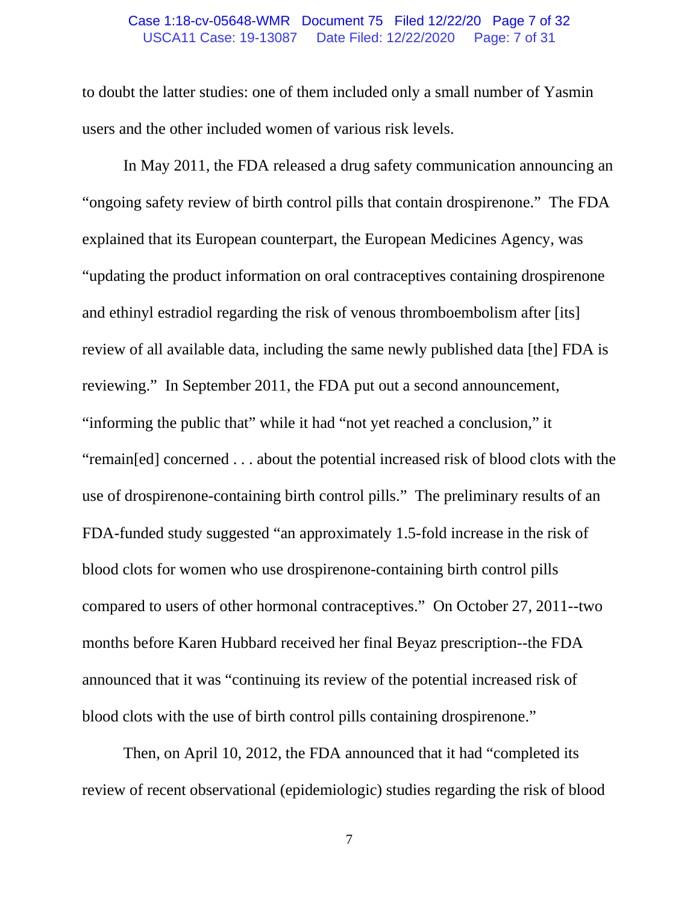to doubt the latter studies: one of them included only a small number of Yasmin users and the other included women of various risk levels.

In May 2011, the FDA released a drug safety communication announcing an "ongoing safety review of birth control pills that contain drospirenone." The FDA explained that its European counterpart, the European Medicines Agency, was "updating the product information on oral contraceptives containing drospirenone and ethinyl estradiol regarding the risk of venous thromboembolism after [its] review of all available data, including the same newly published data [the] FDA is reviewing." In September 2011, the FDA put out a second announcement, "informing the public that" while it had "not yet reached a conclusion," it "remain[ed] concerned . . . about the potential increased risk of blood clots with the use of drospirenone-containing birth control pills." The preliminary results of an FDA-funded study suggested "an approximately 1.5-fold increase in the risk of blood clots for women who use drospirenone-containing birth control pills compared to users of other hormonal contraceptives." On October 27, 2011--two months before Karen Hubbard received her final Beyaz prescription--the FDA announced that it was "continuing its review of the potential increased risk of blood clots with the use of birth control pills containing drospirenone."

Then, on April 10, 2012, the FDA announced that it had "completed its review of recent observational (epidemiologic) studies regarding the risk of blood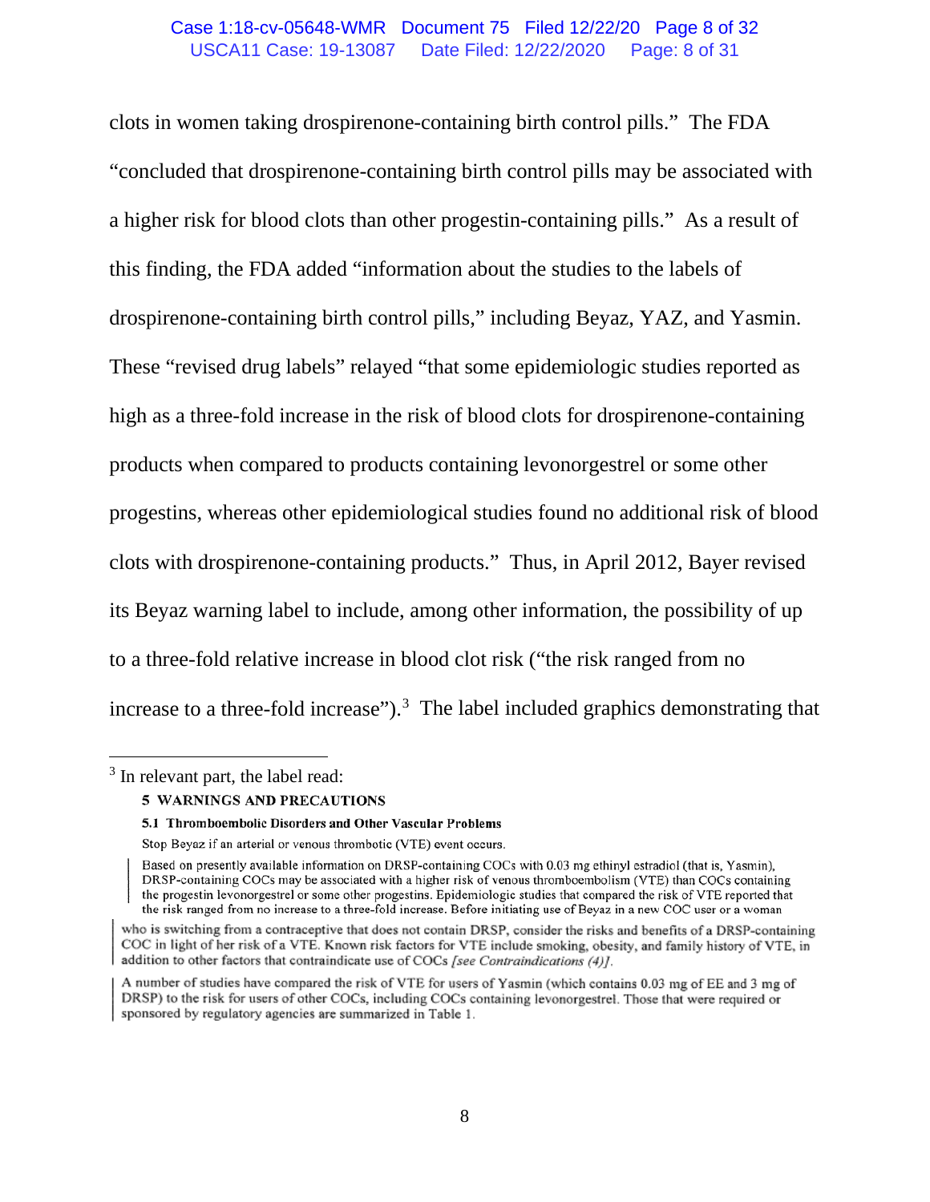clots in women taking drospirenone-containing birth control pills." The FDA "concluded that drospirenone-containing birth control pills may be associated with a higher risk for blood clots than other progestin-containing pills." As a result of this finding, the FDA added "information about the studies to the labels of drospirenone-containing birth control pills," including Beyaz, YAZ, and Yasmin. These "revised drug labels" relayed "that some epidemiologic studies reported as high as a three-fold increase in the risk of blood clots for drospirenone-containing products when compared to products containing levonorgestrel or some other progestins, whereas other epidemiological studies found no additional risk of blood clots with drospirenone-containing products." Thus, in April 2012, Bayer revised its Beyaz warning label to include, among other information, the possibility of up to a three-fold relative increase in blood clot risk ("the risk ranged from no increase to a three-fold increase").[3] The label included graphics demonstrating that

---

[3] In relevant part, the label read:

> **5 WARNINGS AND PRECAUTIONS**
>
> **5.1 Thromboembolic Disorders and Other Vascular Problems**
>
> Stop Beyaz if an arterial or venous thrombotic (VTE) event occurs.
>
> Based on presently available information on DRSP-containing COCs with 0.03 mg ethinyl estradiol (that is, Yasmin), DRSP-containing COCs may be associated with a higher risk of venous thromboembolism (VTE) than COCs containing the progestin levonorgestrel or some other progestins. Epidemiologic studies that compared the risk of VTE reported that the risk ranged from no increase to a three-fold increase. Before initiating use of Beyaz in a new COC user or a woman who is switching from a contraceptive that does not contain DRSP, consider the risks and benefits of a DRSP-containing COC in light of her risk of a VTE. Known risk factors for VTE include smoking, obesity, and family history of VTE, in addition to other factors that contraindicate use of COCs *[see Contraindications (4)]*.
>
> A number of studies have compared the risk of VTE for users of Yasmin (which contains 0.03 mg of EE and 3 mg of DRSP) to the risk for users of other COCs, including COCs containing levonorgestrel. Those that were required or sponsored by regulatory agencies are summarized in Table 1.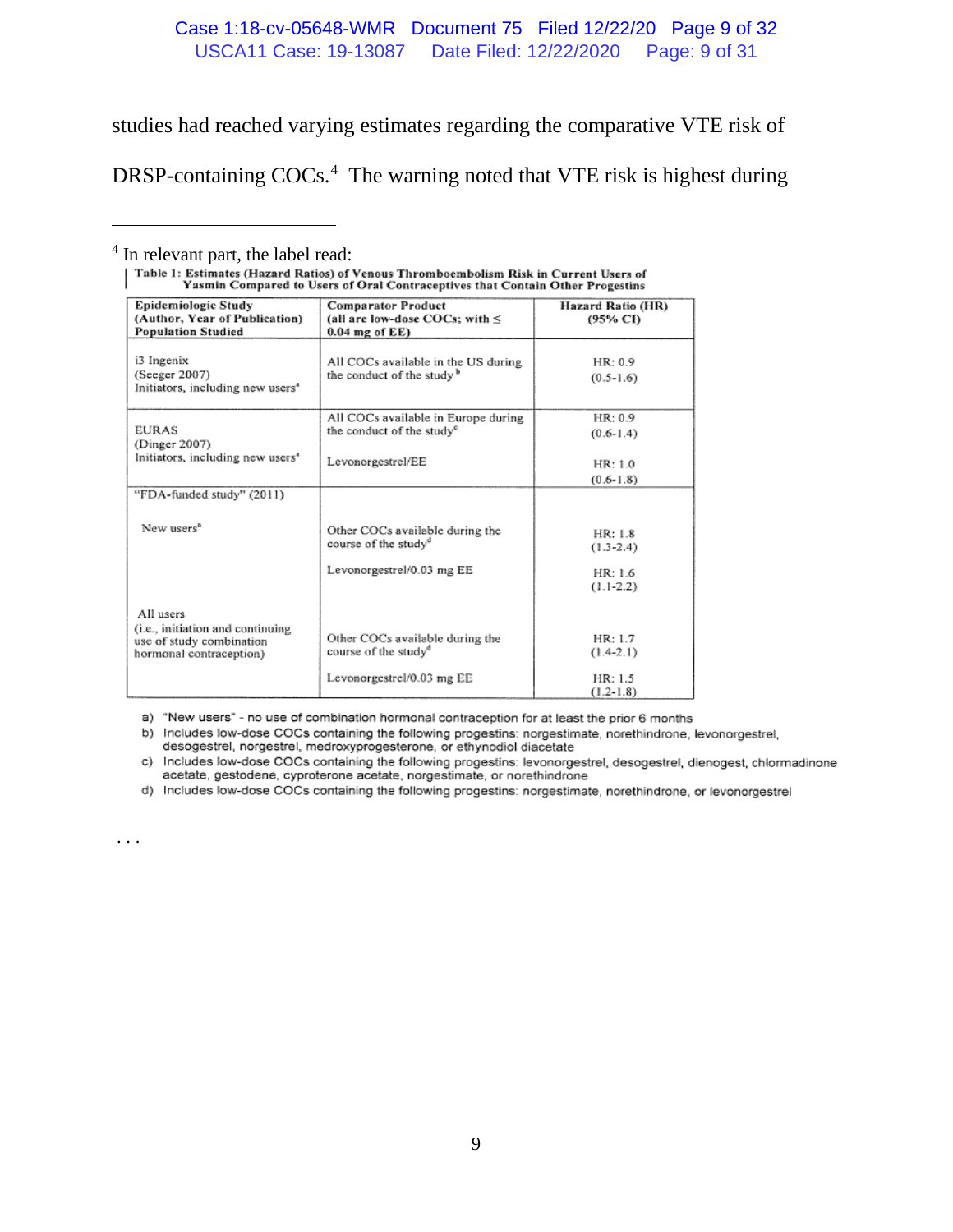studies had reached varying estimates regarding the comparative VTE risk of DRSP-containing COCs.[4] The warning noted that VTE risk is highest during

---

[4] In relevant part, the label read:

**Table 1: Estimates (Hazard Ratios) of Venous Thromboembolism Risk in Current Users of Yasmin Compared to Users of Oral Contraceptives that Contain Other Progestins**

| Epidemiologic Study (Author, Year of Publication) Population Studied | Comparator Product (all are low-dose COCs; with ≤ 0.04 mg of EE) | Hazard Ratio (HR) (95% CI) |
|---|---|---|
| i3 Ingenix (Seeger 2007) Initiators, including new users[a] | All COCs available in the US during the conduct of the study[b] | HR: 0.9 (0.5-1.6) |
| EURAS (Dinger 2007) Initiators, including new users[a] | All COCs available in Europe during the conduct of the study[c] | HR: 0.9 (0.6-1.4) |
| | Levonorgestrel/EE | HR: 1.0 (0.6-1.8) |
| "FDA-funded study" (2011) | | |
| New users[a] | Other COCs available during the course of the study[d] | HR: 1.8 (1.3-2.4) |
| | Levonorgestrel/0.03 mg EE | HR: 1.6 (1.1-2.2) |
| All users (i.e., initiation and continuing use of study combination hormonal contraception) | Other COCs available during the course of the study[d] | HR: 1.7 (1.4-2.1) |
| | Levonorgestrel/0.03 mg EE | HR: 1.5 (1.2-1.8) |

a) "New users" - no use of combination hormonal contraception for at least the prior 6 months
b) Includes low-dose COCs containing the following progestins: norgestimate, norethindrone, levonorgestrel, desogestrel, norgestrel, medroxyprogesterone, or ethynodiol diacetate
c) Includes low-dose COCs containing the following progestins: levonorgestrel, desogestrel, dienogest, chlormadinone acetate, gestodene, cyproterone acetate, norgestimate, or norethindrone
d) Includes low-dose COCs containing the following progestins: norgestimate, norethindrone, or levonorgestrel

. . .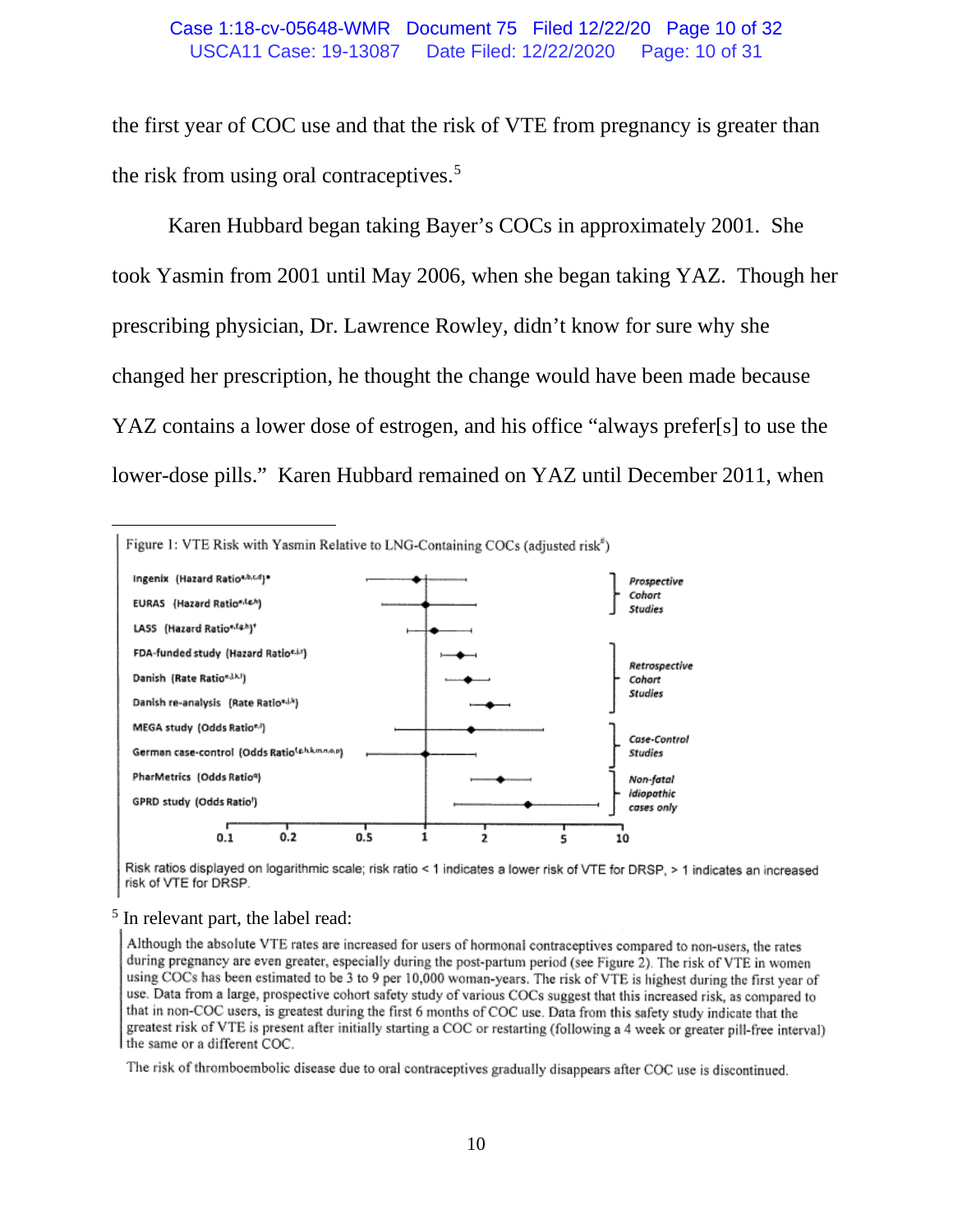the first year of COC use and that the risk of VTE from pregnancy is greater than the risk from using oral contraceptives.[5]

Karen Hubbard began taking Bayer's COCs in approximately 2001. She took Yasmin from 2001 until May 2006, when she began taking YAZ. Though her prescribing physician, Dr. Lawrence Rowley, didn't know for sure why she changed her prescription, he thought the change would have been made because YAZ contains a lower dose of estrogen, and his office "always prefer[s] to use the lower-dose pills." Karen Hubbard remained on YAZ until December 2011, when

---

Figure 1: VTE Risk with Yasmin Relative to LNG-Containing COCs (adjusted risk[#])

Risk ratios displayed on logarithmic scale; risk ratio < 1 indicates a lower risk of VTE for DRSP, > 1 indicates an increased risk of VTE for DRSP.

[5] In relevant part, the label read:

> Although the absolute VTE rates are increased for users of hormonal contraceptives compared to non-users, the rates during pregnancy are even greater, especially during the post-partum period (see Figure 2). The risk of VTE in women using COCs has been estimated to be 3 to 9 per 10,000 woman-years. The risk of VTE is highest during the first year of use. Data from a large, prospective cohort safety study of various COCs suggest that this increased risk, as compared to that in non-COC users, is greatest during the first 6 months of COC use. Data from this safety study indicate that the greatest risk of VTE is present after initially starting a COC or restarting (following a 4 week or greater pill-free interval) the same or a different COC.
>
> The risk of thromboembolic disease due to oral contraceptives gradually disappears after COC use is discontinued.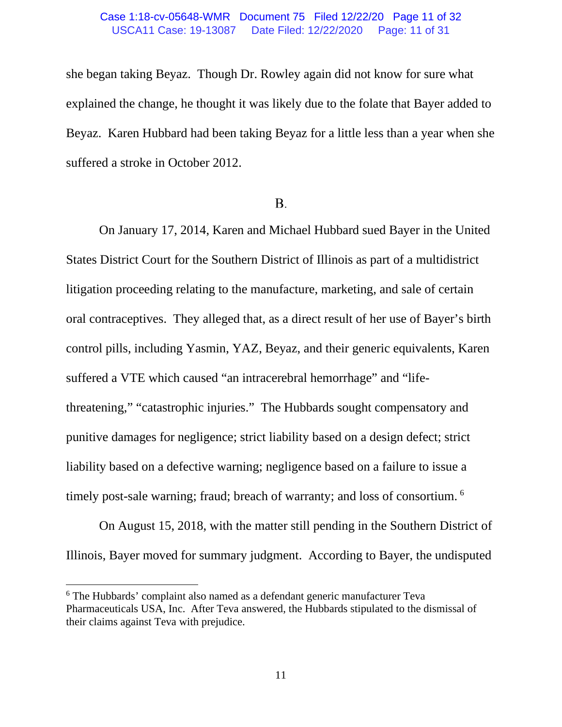she began taking Beyaz. Though Dr. Rowley again did not know for sure what explained the change, he thought it was likely due to the folate that Bayer added to Beyaz. Karen Hubbard had been taking Beyaz for a little less than a year when she suffered a stroke in October 2012.

B.

On January 17, 2014, Karen and Michael Hubbard sued Bayer in the United States District Court for the Southern District of Illinois as part of a multidistrict litigation proceeding relating to the manufacture, marketing, and sale of certain oral contraceptives. They alleged that, as a direct result of her use of Bayer's birth control pills, including Yasmin, YAZ, Beyaz, and their generic equivalents, Karen suffered a VTE which caused "an intracerebral hemorrhage" and "life-threatening," "catastrophic injuries." The Hubbards sought compensatory and punitive damages for negligence; strict liability based on a design defect; strict liability based on a defective warning; negligence based on a failure to issue a timely post-sale warning; fraud; breach of warranty; and loss of consortium. [6]

On August 15, 2018, with the matter still pending in the Southern District of Illinois, Bayer moved for summary judgment. According to Bayer, the undisputed

[6] The Hubbards' complaint also named as a defendant generic manufacturer Teva Pharmaceuticals USA, Inc. After Teva answered, the Hubbards stipulated to the dismissal of their claims against Teva with prejudice.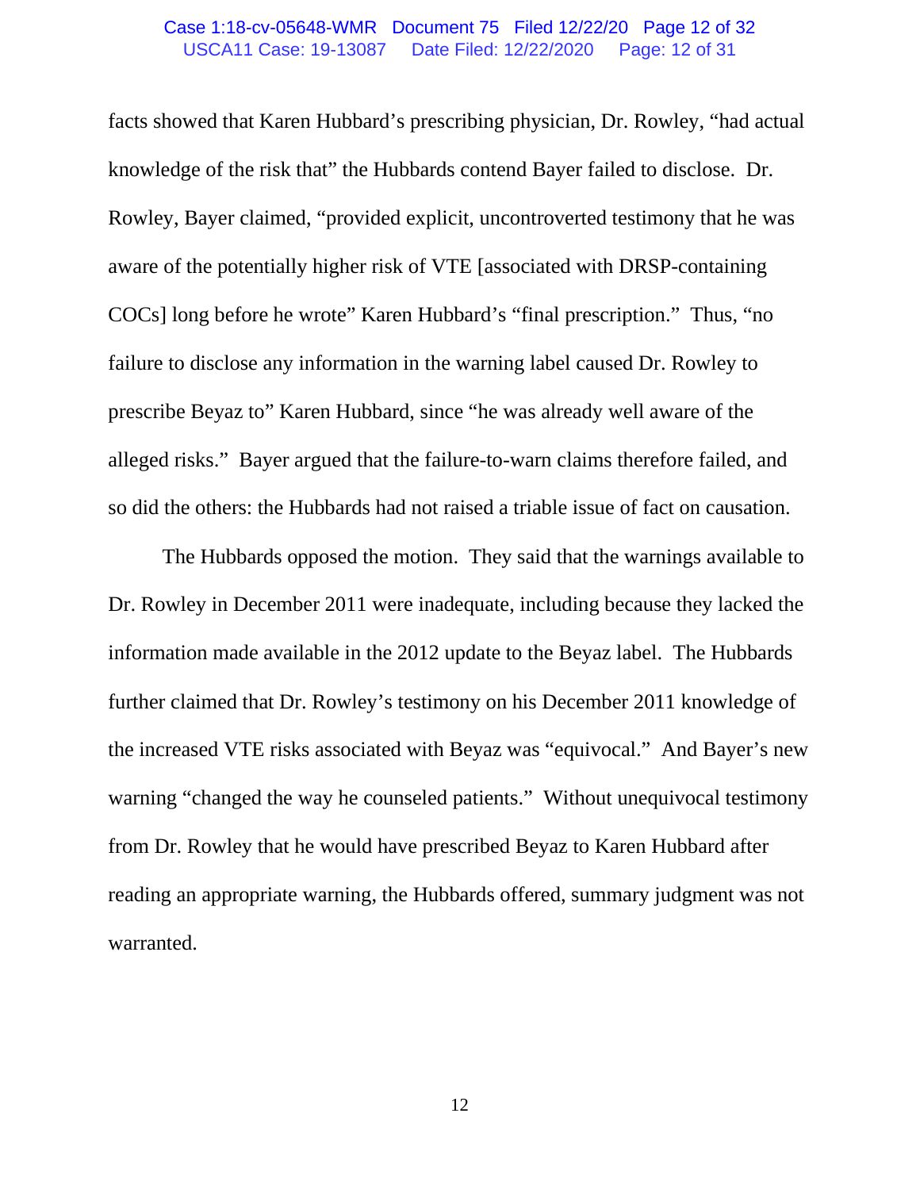facts showed that Karen Hubbard's prescribing physician, Dr. Rowley, "had actual knowledge of the risk that" the Hubbards contend Bayer failed to disclose. Dr. Rowley, Bayer claimed, "provided explicit, uncontroverted testimony that he was aware of the potentially higher risk of VTE [associated with DRSP-containing COCs] long before he wrote" Karen Hubbard's "final prescription." Thus, "no failure to disclose any information in the warning label caused Dr. Rowley to prescribe Beyaz to" Karen Hubbard, since "he was already well aware of the alleged risks." Bayer argued that the failure-to-warn claims therefore failed, and so did the others: the Hubbards had not raised a triable issue of fact on causation.

The Hubbards opposed the motion. They said that the warnings available to Dr. Rowley in December 2011 were inadequate, including because they lacked the information made available in the 2012 update to the Beyaz label. The Hubbards further claimed that Dr. Rowley's testimony on his December 2011 knowledge of the increased VTE risks associated with Beyaz was "equivocal." And Bayer's new warning "changed the way he counseled patients." Without unequivocal testimony from Dr. Rowley that he would have prescribed Beyaz to Karen Hubbard after reading an appropriate warning, the Hubbards offered, summary judgment was not warranted.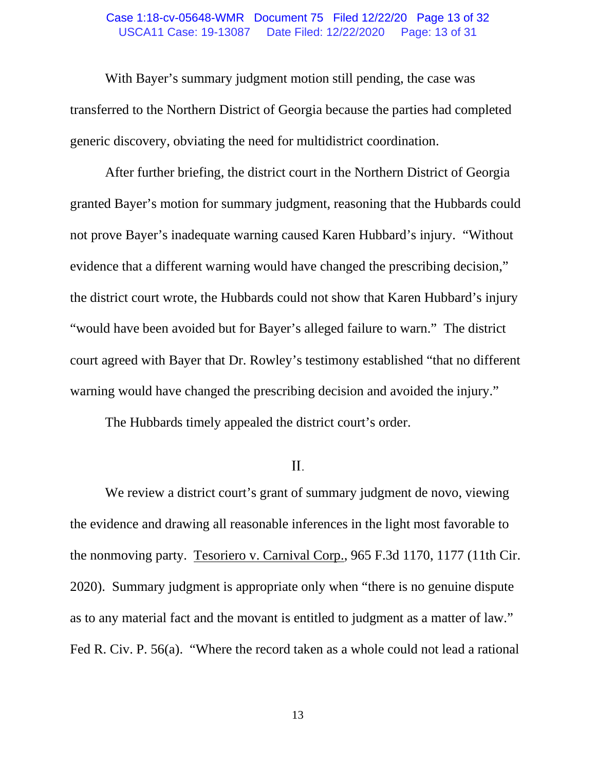With Bayer's summary judgment motion still pending, the case was transferred to the Northern District of Georgia because the parties had completed generic discovery, obviating the need for multidistrict coordination.

After further briefing, the district court in the Northern District of Georgia granted Bayer's motion for summary judgment, reasoning that the Hubbards could not prove Bayer's inadequate warning caused Karen Hubbard's injury. "Without evidence that a different warning would have changed the prescribing decision," the district court wrote, the Hubbards could not show that Karen Hubbard's injury "would have been avoided but for Bayer's alleged failure to warn." The district court agreed with Bayer that Dr. Rowley's testimony established "that no different warning would have changed the prescribing decision and avoided the injury."

The Hubbards timely appealed the district court's order.

## II.

We review a district court's grant of summary judgment de novo, viewing the evidence and drawing all reasonable inferences in the light most favorable to the nonmoving party. Tesoriero v. Carnival Corp., 965 F.3d 1170, 1177 (11th Cir. 2020). Summary judgment is appropriate only when "there is no genuine dispute as to any material fact and the movant is entitled to judgment as a matter of law." Fed R. Civ. P. 56(a). "Where the record taken as a whole could not lead a rational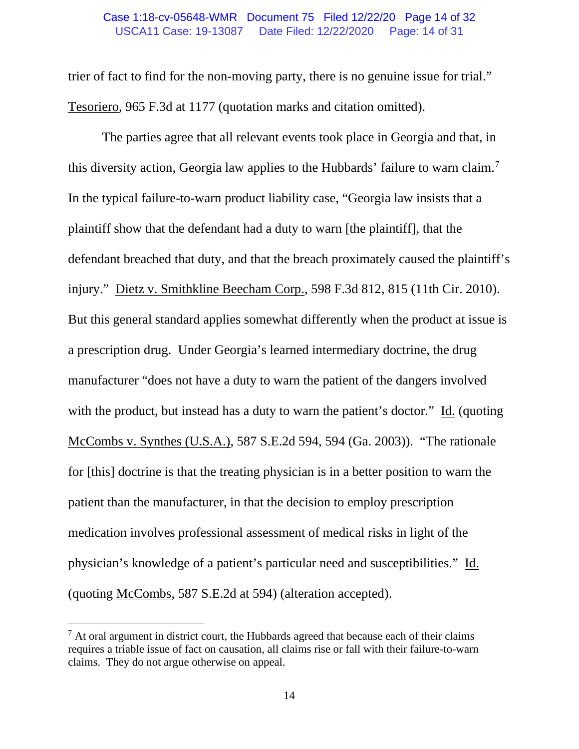trier of fact to find for the non-moving party, there is no genuine issue for trial." Tesoriero, 965 F.3d at 1177 (quotation marks and citation omitted).

The parties agree that all relevant events took place in Georgia and that, in this diversity action, Georgia law applies to the Hubbards' failure to warn claim.[7] In the typical failure-to-warn product liability case, "Georgia law insists that a plaintiff show that the defendant had a duty to warn [the plaintiff], that the defendant breached that duty, and that the breach proximately caused the plaintiff's injury." Dietz v. Smithkline Beecham Corp., 598 F.3d 812, 815 (11th Cir. 2010). But this general standard applies somewhat differently when the product at issue is a prescription drug. Under Georgia's learned intermediary doctrine, the drug manufacturer "does not have a duty to warn the patient of the dangers involved with the product, but instead has a duty to warn the patient's doctor." Id. (quoting McCombs v. Synthes (U.S.A.), 587 S.E.2d 594, 594 (Ga. 2003)). "The rationale for [this] doctrine is that the treating physician is in a better position to warn the patient than the manufacturer, in that the decision to employ prescription medication involves professional assessment of medical risks in light of the physician's knowledge of a patient's particular need and susceptibilities." Id. (quoting McCombs, 587 S.E.2d at 594) (alteration accepted).

[7] At oral argument in district court, the Hubbards agreed that because each of their claims requires a triable issue of fact on causation, all claims rise or fall with their failure-to-warn claims. They do not argue otherwise on appeal.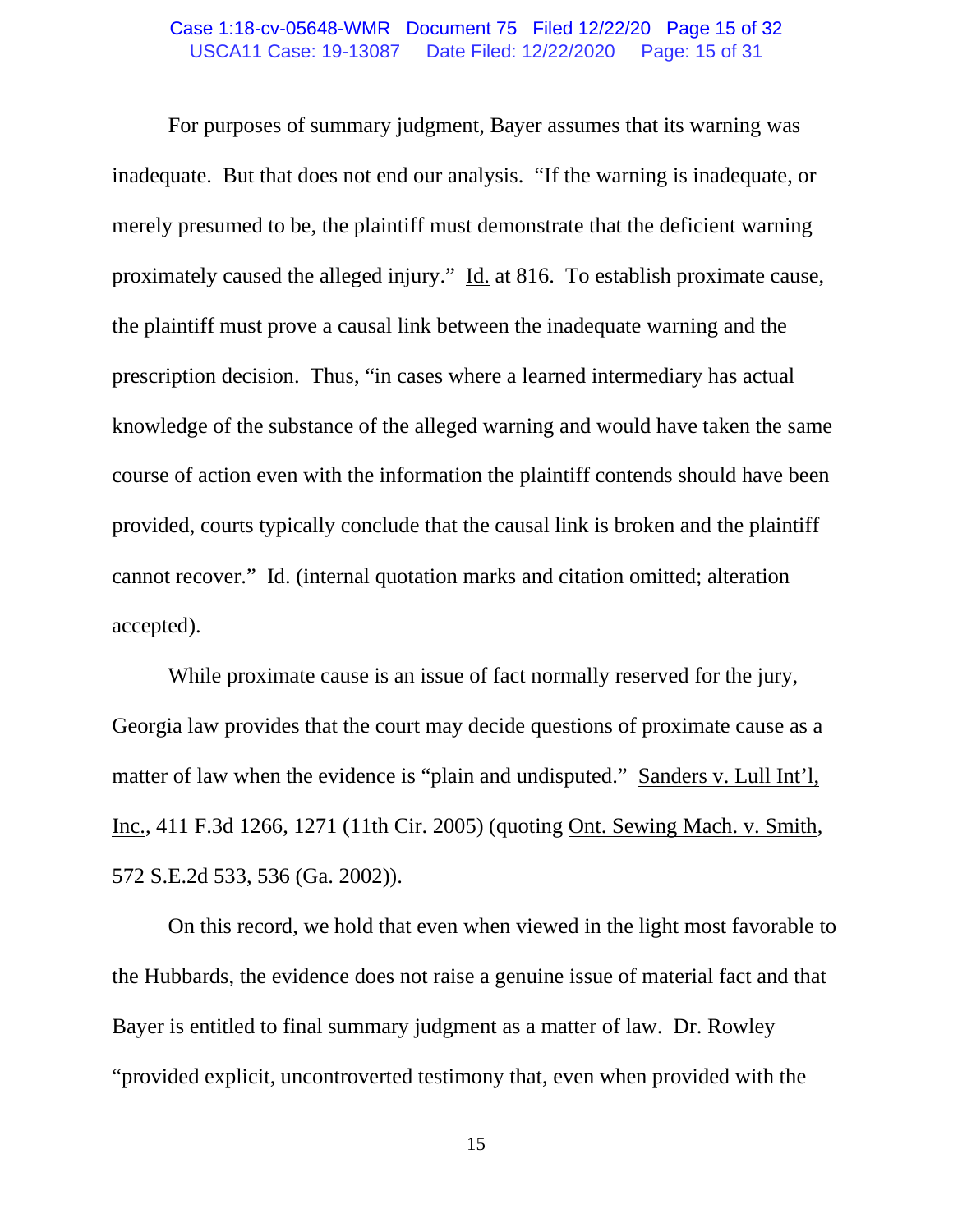For purposes of summary judgment, Bayer assumes that its warning was inadequate. But that does not end our analysis. "If the warning is inadequate, or merely presumed to be, the plaintiff must demonstrate that the deficient warning proximately caused the alleged injury." Id. at 816. To establish proximate cause, the plaintiff must prove a causal link between the inadequate warning and the prescription decision. Thus, "in cases where a learned intermediary has actual knowledge of the substance of the alleged warning and would have taken the same course of action even with the information the plaintiff contends should have been provided, courts typically conclude that the causal link is broken and the plaintiff cannot recover." Id. (internal quotation marks and citation omitted; alteration accepted).

While proximate cause is an issue of fact normally reserved for the jury, Georgia law provides that the court may decide questions of proximate cause as a matter of law when the evidence is "plain and undisputed." Sanders v. Lull Int'l, Inc., 411 F.3d 1266, 1271 (11th Cir. 2005) (quoting Ont. Sewing Mach. v. Smith, 572 S.E.2d 533, 536 (Ga. 2002)).

On this record, we hold that even when viewed in the light most favorable to the Hubbards, the evidence does not raise a genuine issue of material fact and that Bayer is entitled to final summary judgment as a matter of law. Dr. Rowley "provided explicit, uncontroverted testimony that, even when provided with the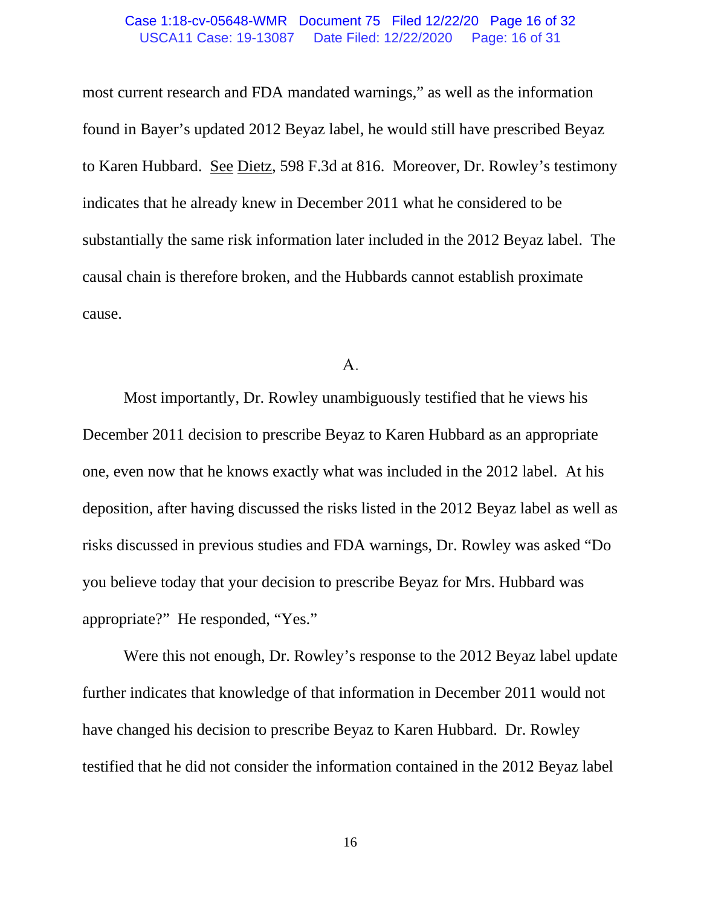most current research and FDA mandated warnings," as well as the information found in Bayer's updated 2012 Beyaz label, he would still have prescribed Beyaz to Karen Hubbard. See Dietz, 598 F.3d at 816. Moreover, Dr. Rowley's testimony indicates that he already knew in December 2011 what he considered to be substantially the same risk information later included in the 2012 Beyaz label. The causal chain is therefore broken, and the Hubbards cannot establish proximate cause.

## A.

Most importantly, Dr. Rowley unambiguously testified that he views his December 2011 decision to prescribe Beyaz to Karen Hubbard as an appropriate one, even now that he knows exactly what was included in the 2012 label. At his deposition, after having discussed the risks listed in the 2012 Beyaz label as well as risks discussed in previous studies and FDA warnings, Dr. Rowley was asked "Do you believe today that your decision to prescribe Beyaz for Mrs. Hubbard was appropriate?" He responded, "Yes."

Were this not enough, Dr. Rowley's response to the 2012 Beyaz label update further indicates that knowledge of that information in December 2011 would not have changed his decision to prescribe Beyaz to Karen Hubbard. Dr. Rowley testified that he did not consider the information contained in the 2012 Beyaz label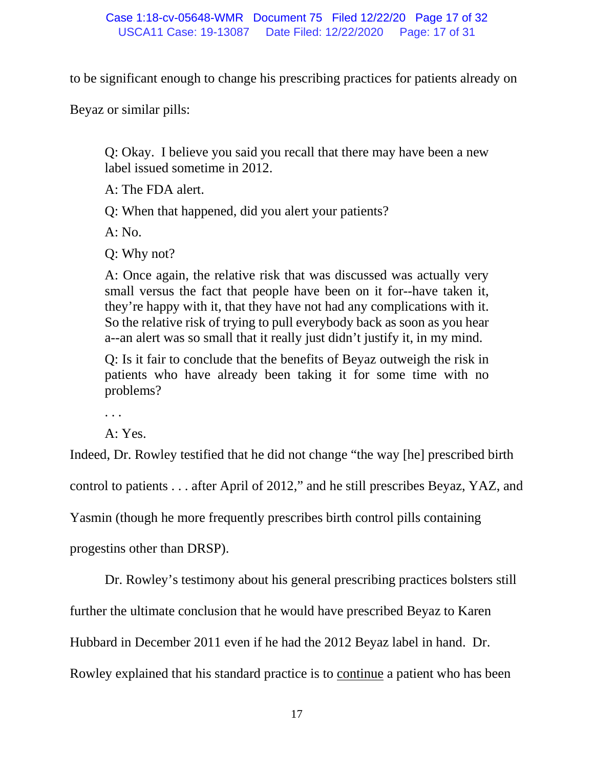to be significant enough to change his prescribing practices for patients already on Beyaz or similar pills:

> Q: Okay. I believe you said you recall that there may have been a new label issued sometime in 2012.
>
> A: The FDA alert.
>
> Q: When that happened, did you alert your patients?
>
> A: No.
>
> Q: Why not?
>
> A: Once again, the relative risk that was discussed was actually very small versus the fact that people have been on it for--have taken it, they're happy with it, that they have not had any complications with it. So the relative risk of trying to pull everybody back as soon as you hear a--an alert was so small that it really just didn't justify it, in my mind.
>
> Q: Is it fair to conclude that the benefits of Beyaz outweigh the risk in patients who have already been taking it for some time with no problems?
>
> . . .
>
> A: Yes.

Indeed, Dr. Rowley testified that he did not change "the way [he] prescribed birth control to patients . . . after April of 2012," and he still prescribes Beyaz, YAZ, and Yasmin (though he more frequently prescribes birth control pills containing progestins other than DRSP).

Dr. Rowley's testimony about his general prescribing practices bolsters still further the ultimate conclusion that he would have prescribed Beyaz to Karen Hubbard in December 2011 even if he had the 2012 Beyaz label in hand. Dr. Rowley explained that his standard practice is to <u>continue</u> a patient who has been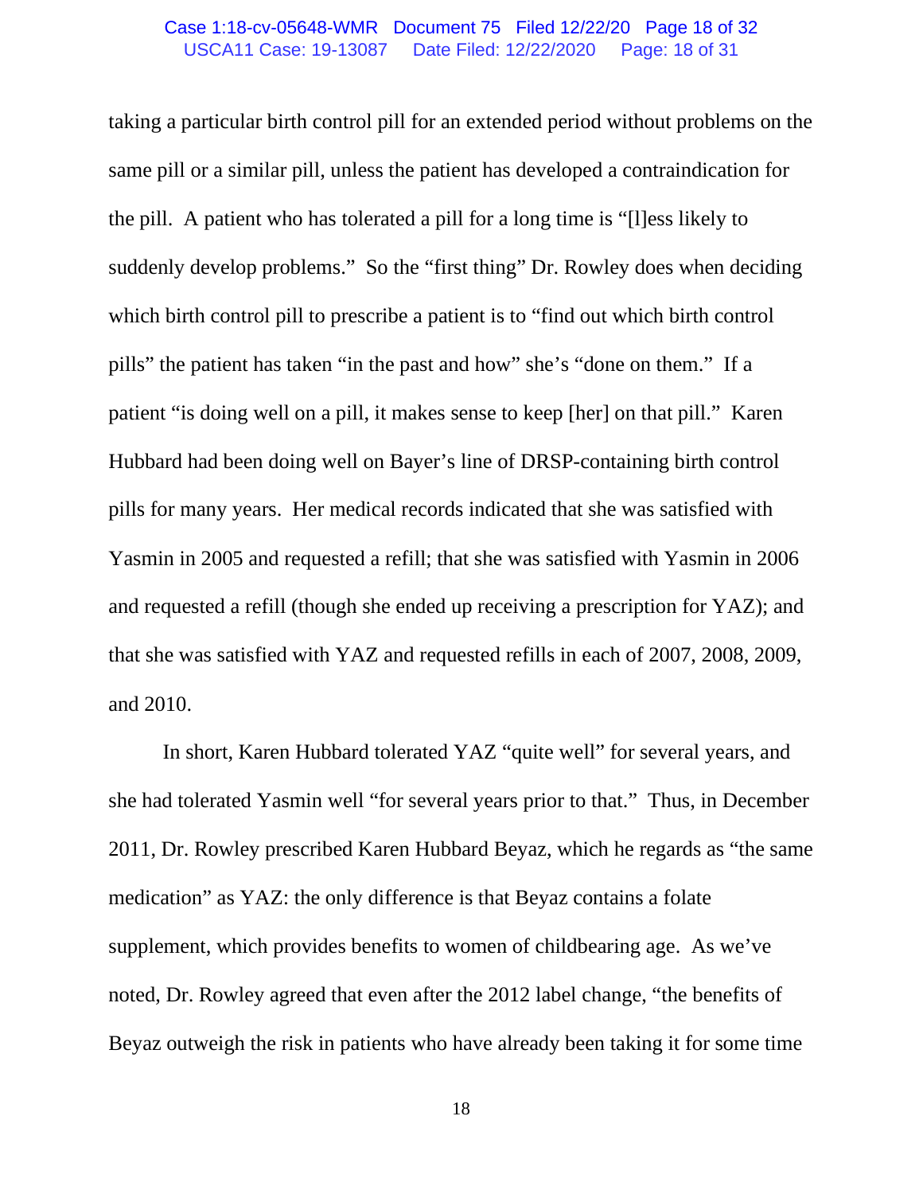taking a particular birth control pill for an extended period without problems on the same pill or a similar pill, unless the patient has developed a contraindication for the pill. A patient who has tolerated a pill for a long time is "[l]ess likely to suddenly develop problems." So the "first thing" Dr. Rowley does when deciding which birth control pill to prescribe a patient is to "find out which birth control pills" the patient has taken "in the past and how" she's "done on them." If a patient "is doing well on a pill, it makes sense to keep [her] on that pill." Karen Hubbard had been doing well on Bayer's line of DRSP-containing birth control pills for many years. Her medical records indicated that she was satisfied with Yasmin in 2005 and requested a refill; that she was satisfied with Yasmin in 2006 and requested a refill (though she ended up receiving a prescription for YAZ); and that she was satisfied with YAZ and requested refills in each of 2007, 2008, 2009, and 2010.

In short, Karen Hubbard tolerated YAZ "quite well" for several years, and she had tolerated Yasmin well "for several years prior to that." Thus, in December 2011, Dr. Rowley prescribed Karen Hubbard Beyaz, which he regards as "the same medication" as YAZ: the only difference is that Beyaz contains a folate supplement, which provides benefits to women of childbearing age. As we've noted, Dr. Rowley agreed that even after the 2012 label change, "the benefits of Beyaz outweigh the risk in patients who have already been taking it for some time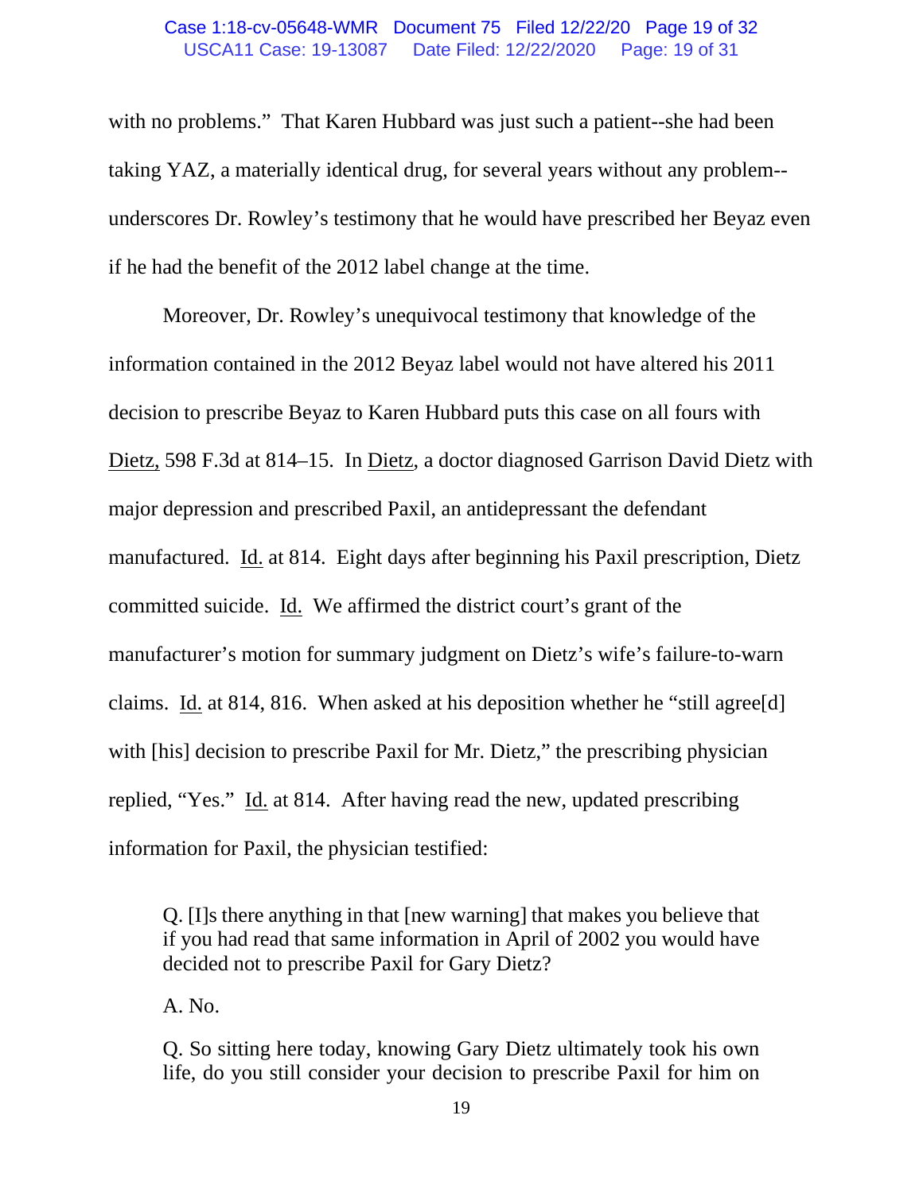with no problems." That Karen Hubbard was just such a patient--she had been taking YAZ, a materially identical drug, for several years without any problem--underscores Dr. Rowley's testimony that he would have prescribed her Beyaz even if he had the benefit of the 2012 label change at the time.

Moreover, Dr. Rowley's unequivocal testimony that knowledge of the information contained in the 2012 Beyaz label would not have altered his 2011 decision to prescribe Beyaz to Karen Hubbard puts this case on all fours with Dietz, 598 F.3d at 814–15. In Dietz, a doctor diagnosed Garrison David Dietz with major depression and prescribed Paxil, an antidepressant the defendant manufactured. Id. at 814. Eight days after beginning his Paxil prescription, Dietz committed suicide. Id. We affirmed the district court's grant of the manufacturer's motion for summary judgment on Dietz's wife's failure-to-warn claims. Id. at 814, 816. When asked at his deposition whether he "still agree[d] with [his] decision to prescribe Paxil for Mr. Dietz," the prescribing physician replied, "Yes." Id. at 814. After having read the new, updated prescribing information for Paxil, the physician testified:

> Q. [I]s there anything in that [new warning] that makes you believe that if you had read that same information in April of 2002 you would have decided not to prescribe Paxil for Gary Dietz?
>
> A. No.
>
> Q. So sitting here today, knowing Gary Dietz ultimately took his own life, do you still consider your decision to prescribe Paxil for him on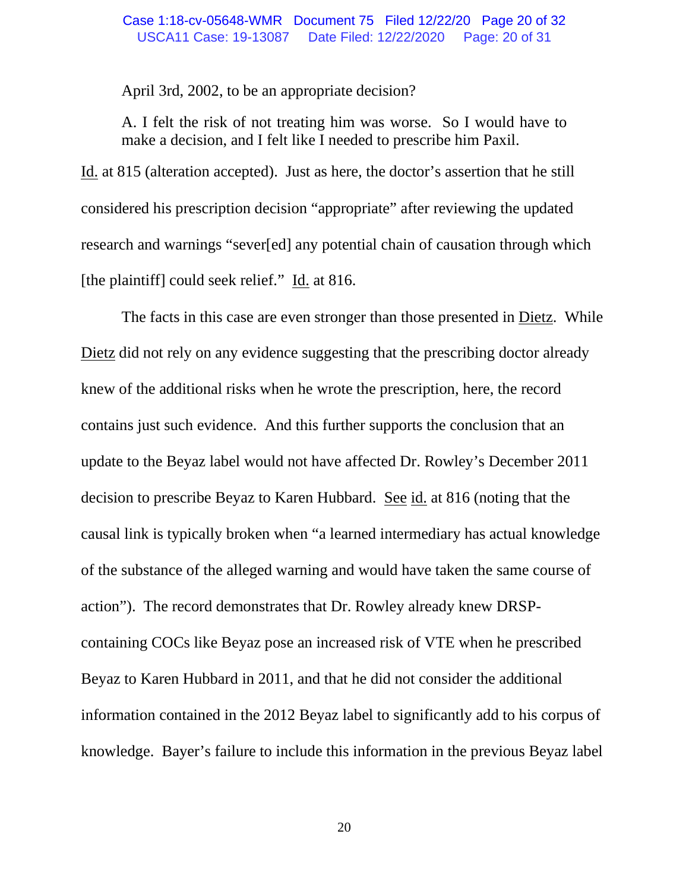April 3rd, 2002, to be an appropriate decision?

A. I felt the risk of not treating him was worse. So I would have to make a decision, and I felt like I needed to prescribe him Paxil.

Id. at 815 (alteration accepted). Just as here, the doctor's assertion that he still considered his prescription decision "appropriate" after reviewing the updated research and warnings "sever[ed] any potential chain of causation through which [the plaintiff] could seek relief." Id. at 816.

The facts in this case are even stronger than those presented in Dietz. While Dietz did not rely on any evidence suggesting that the prescribing doctor already knew of the additional risks when he wrote the prescription, here, the record contains just such evidence. And this further supports the conclusion that an update to the Beyaz label would not have affected Dr. Rowley's December 2011 decision to prescribe Beyaz to Karen Hubbard. See id. at 816 (noting that the causal link is typically broken when "a learned intermediary has actual knowledge of the substance of the alleged warning and would have taken the same course of action"). The record demonstrates that Dr. Rowley already knew DRSP-containing COCs like Beyaz pose an increased risk of VTE when he prescribed Beyaz to Karen Hubbard in 2011, and that he did not consider the additional information contained in the 2012 Beyaz label to significantly add to his corpus of knowledge. Bayer's failure to include this information in the previous Beyaz label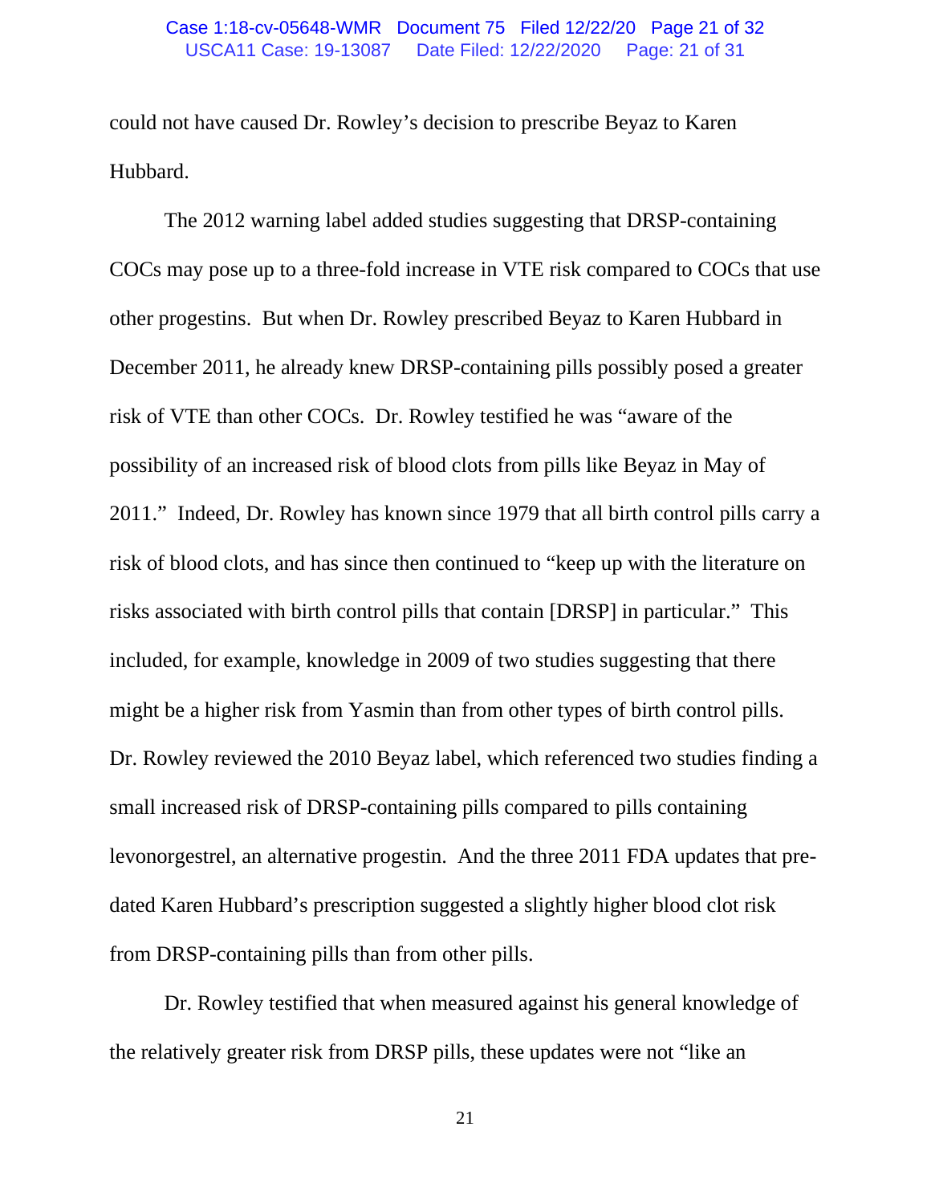could not have caused Dr. Rowley's decision to prescribe Beyaz to Karen Hubbard.

The 2012 warning label added studies suggesting that DRSP-containing COCs may pose up to a three-fold increase in VTE risk compared to COCs that use other progestins. But when Dr. Rowley prescribed Beyaz to Karen Hubbard in December 2011, he already knew DRSP-containing pills possibly posed a greater risk of VTE than other COCs. Dr. Rowley testified he was "aware of the possibility of an increased risk of blood clots from pills like Beyaz in May of 2011." Indeed, Dr. Rowley has known since 1979 that all birth control pills carry a risk of blood clots, and has since then continued to "keep up with the literature on risks associated with birth control pills that contain [DRSP] in particular." This included, for example, knowledge in 2009 of two studies suggesting that there might be a higher risk from Yasmin than from other types of birth control pills. Dr. Rowley reviewed the 2010 Beyaz label, which referenced two studies finding a small increased risk of DRSP-containing pills compared to pills containing levonorgestrel, an alternative progestin. And the three 2011 FDA updates that pre-dated Karen Hubbard's prescription suggested a slightly higher blood clot risk from DRSP-containing pills than from other pills.

Dr. Rowley testified that when measured against his general knowledge of the relatively greater risk from DRSP pills, these updates were not "like an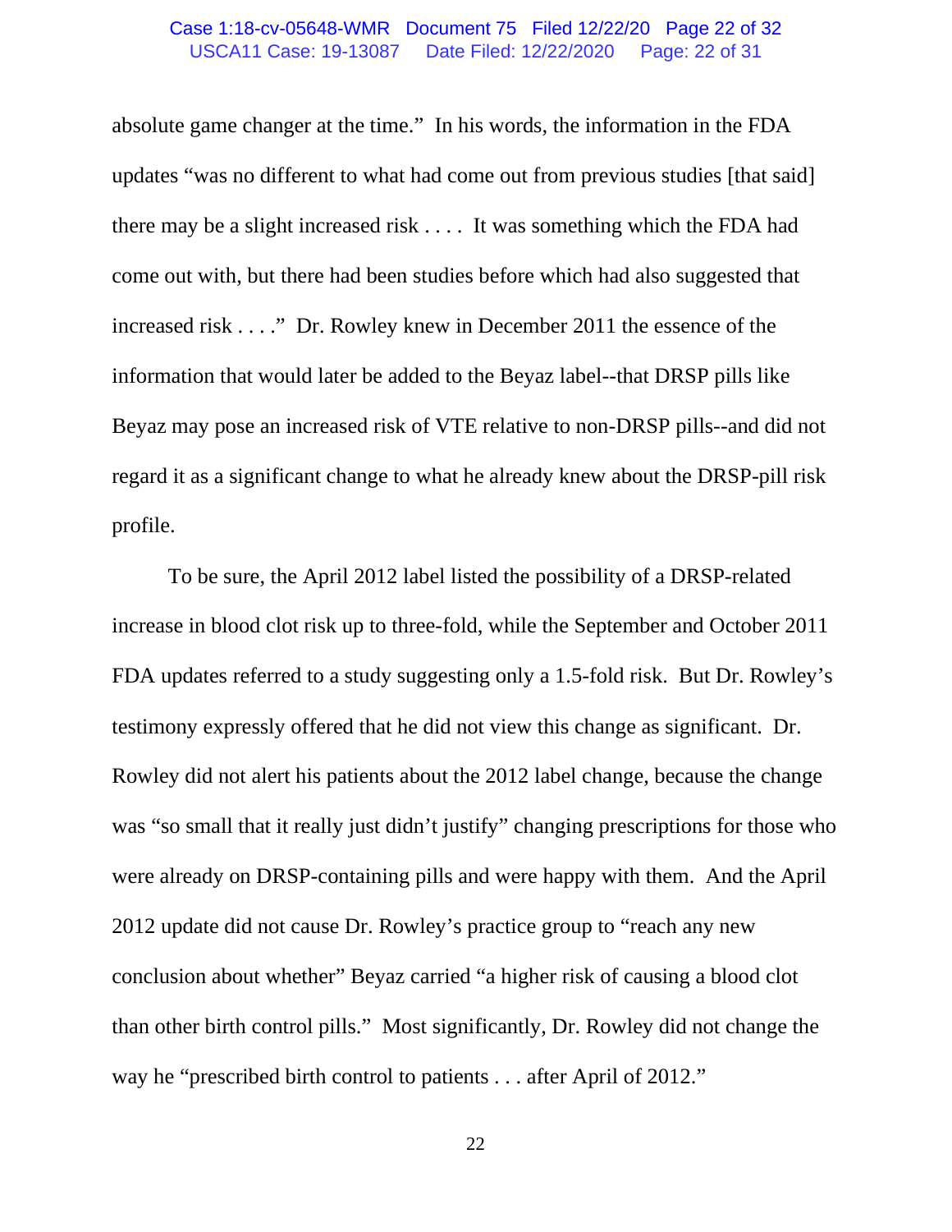absolute game changer at the time." In his words, the information in the FDA updates "was no different to what had come out from previous studies [that said] there may be a slight increased risk . . . . It was something which the FDA had come out with, but there had been studies before which had also suggested that increased risk . . . ." Dr. Rowley knew in December 2011 the essence of the information that would later be added to the Beyaz label--that DRSP pills like Beyaz may pose an increased risk of VTE relative to non-DRSP pills--and did not regard it as a significant change to what he already knew about the DRSP-pill risk profile.

To be sure, the April 2012 label listed the possibility of a DRSP-related increase in blood clot risk up to three-fold, while the September and October 2011 FDA updates referred to a study suggesting only a 1.5-fold risk. But Dr. Rowley's testimony expressly offered that he did not view this change as significant. Dr. Rowley did not alert his patients about the 2012 label change, because the change was "so small that it really just didn't justify" changing prescriptions for those who were already on DRSP-containing pills and were happy with them. And the April 2012 update did not cause Dr. Rowley's practice group to "reach any new conclusion about whether" Beyaz carried "a higher risk of causing a blood clot than other birth control pills." Most significantly, Dr. Rowley did not change the way he "prescribed birth control to patients . . . after April of 2012."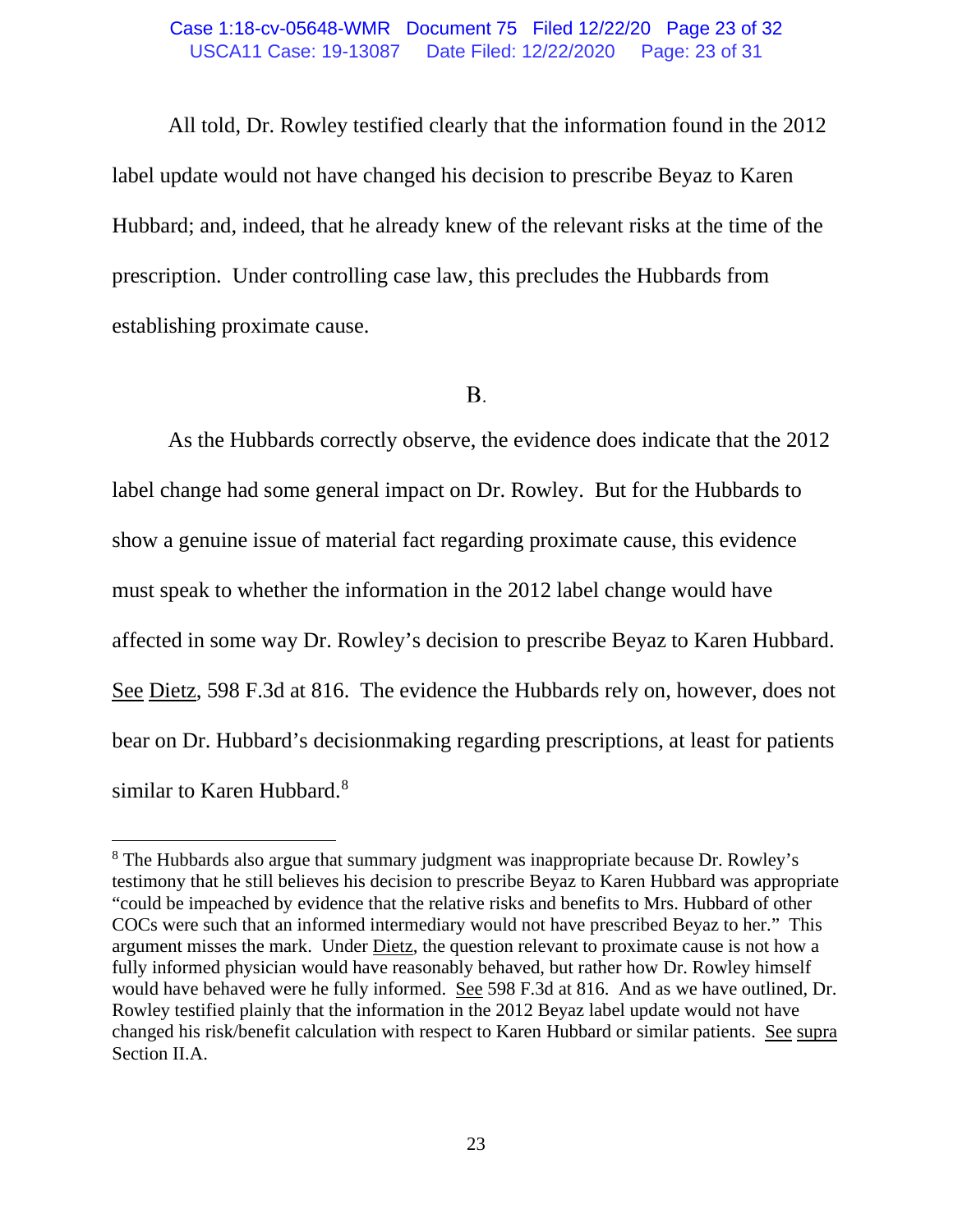All told, Dr. Rowley testified clearly that the information found in the 2012 label update would not have changed his decision to prescribe Beyaz to Karen Hubbard; and, indeed, that he already knew of the relevant risks at the time of the prescription. Under controlling case law, this precludes the Hubbards from establishing proximate cause.

## B.

As the Hubbards correctly observe, the evidence does indicate that the 2012 label change had some general impact on Dr. Rowley. But for the Hubbards to show a genuine issue of material fact regarding proximate cause, this evidence must speak to whether the information in the 2012 label change would have affected in some way Dr. Rowley's decision to prescribe Beyaz to Karen Hubbard. See Dietz, 598 F.3d at 816. The evidence the Hubbards rely on, however, does not bear on Dr. Hubbard's decisionmaking regarding prescriptions, at least for patients similar to Karen Hubbard.[8]

---

[8] The Hubbards also argue that summary judgment was inappropriate because Dr. Rowley's testimony that he still believes his decision to prescribe Beyaz to Karen Hubbard was appropriate "could be impeached by evidence that the relative risks and benefits to Mrs. Hubbard of other COCs were such that an informed intermediary would not have prescribed Beyaz to her." This argument misses the mark. Under Dietz, the question relevant to proximate cause is not how a fully informed physician would have reasonably behaved, but rather how Dr. Rowley himself would have behaved were he fully informed. See 598 F.3d at 816. And as we have outlined, Dr. Rowley testified plainly that the information in the 2012 Beyaz label update would not have changed his risk/benefit calculation with respect to Karen Hubbard or similar patients. See supra Section II.A.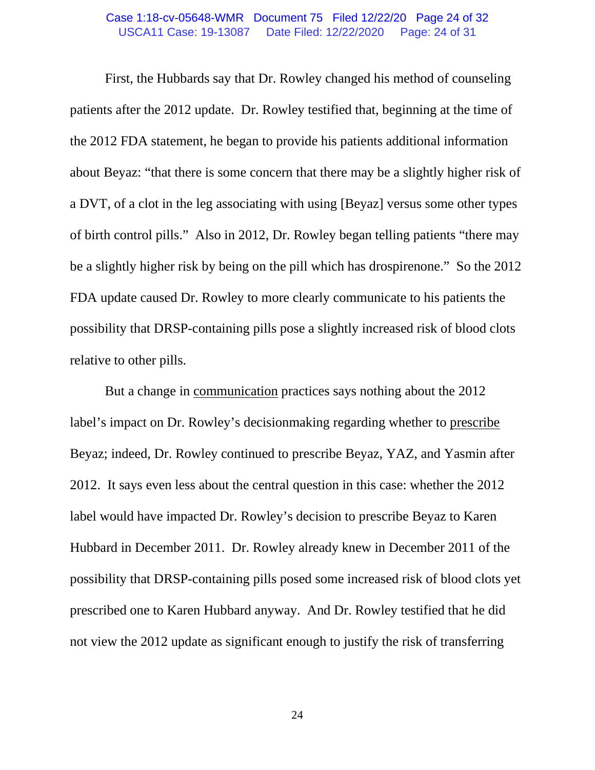First, the Hubbards say that Dr. Rowley changed his method of counseling patients after the 2012 update. Dr. Rowley testified that, beginning at the time of the 2012 FDA statement, he began to provide his patients additional information about Beyaz: "that there is some concern that there may be a slightly higher risk of a DVT, of a clot in the leg associating with using [Beyaz] versus some other types of birth control pills." Also in 2012, Dr. Rowley began telling patients "there may be a slightly higher risk by being on the pill which has drospirenone." So the 2012 FDA update caused Dr. Rowley to more clearly communicate to his patients the possibility that DRSP-containing pills pose a slightly increased risk of blood clots relative to other pills.

But a change in <u>communication</u> practices says nothing about the 2012 label's impact on Dr. Rowley's decisionmaking regarding whether to <u>prescribe</u> Beyaz; indeed, Dr. Rowley continued to prescribe Beyaz, YAZ, and Yasmin after 2012. It says even less about the central question in this case: whether the 2012 label would have impacted Dr. Rowley's decision to prescribe Beyaz to Karen Hubbard in December 2011. Dr. Rowley already knew in December 2011 of the possibility that DRSP-containing pills posed some increased risk of blood clots yet prescribed one to Karen Hubbard anyway. And Dr. Rowley testified that he did not view the 2012 update as significant enough to justify the risk of transferring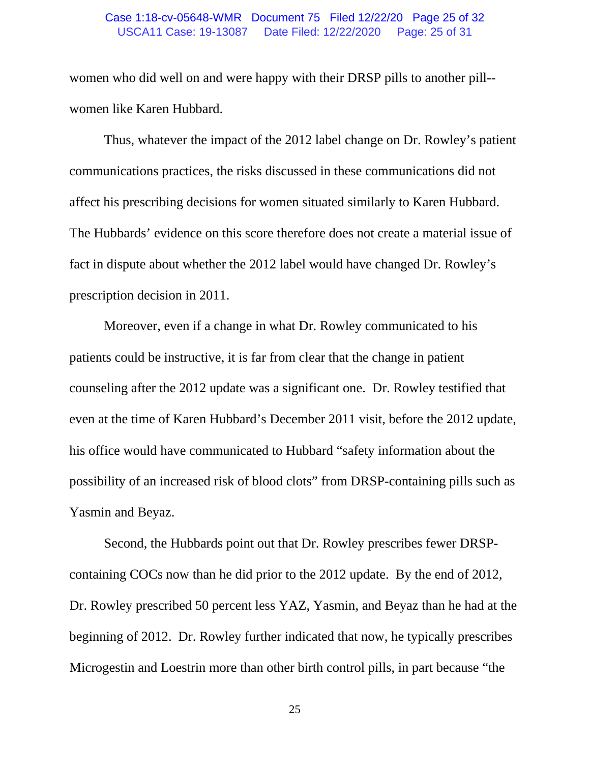women who did well on and were happy with their DRSP pills to another pill--women like Karen Hubbard.

Thus, whatever the impact of the 2012 label change on Dr. Rowley's patient communications practices, the risks discussed in these communications did not affect his prescribing decisions for women situated similarly to Karen Hubbard. The Hubbards' evidence on this score therefore does not create a material issue of fact in dispute about whether the 2012 label would have changed Dr. Rowley's prescription decision in 2011.

Moreover, even if a change in what Dr. Rowley communicated to his patients could be instructive, it is far from clear that the change in patient counseling after the 2012 update was a significant one. Dr. Rowley testified that even at the time of Karen Hubbard's December 2011 visit, before the 2012 update, his office would have communicated to Hubbard "safety information about the possibility of an increased risk of blood clots" from DRSP-containing pills such as Yasmin and Beyaz.

Second, the Hubbards point out that Dr. Rowley prescribes fewer DRSP-containing COCs now than he did prior to the 2012 update. By the end of 2012, Dr. Rowley prescribed 50 percent less YAZ, Yasmin, and Beyaz than he had at the beginning of 2012. Dr. Rowley further indicated that now, he typically prescribes Microgestin and Loestrin more than other birth control pills, in part because "the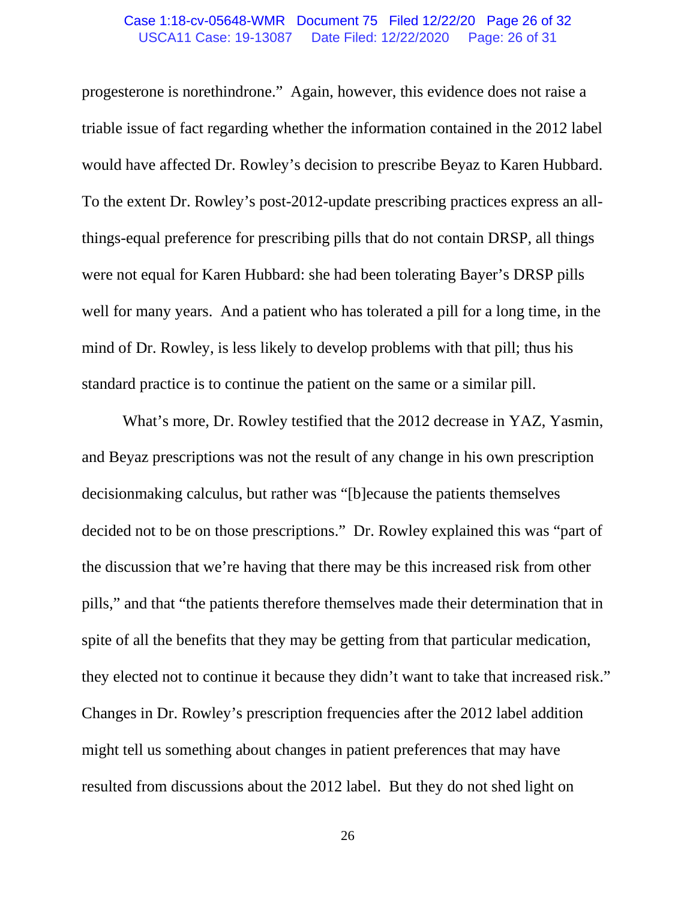progesterone is norethindrone." Again, however, this evidence does not raise a triable issue of fact regarding whether the information contained in the 2012 label would have affected Dr. Rowley's decision to prescribe Beyaz to Karen Hubbard. To the extent Dr. Rowley's post-2012-update prescribing practices express an all-things-equal preference for prescribing pills that do not contain DRSP, all things were not equal for Karen Hubbard: she had been tolerating Bayer's DRSP pills well for many years. And a patient who has tolerated a pill for a long time, in the mind of Dr. Rowley, is less likely to develop problems with that pill; thus his standard practice is to continue the patient on the same or a similar pill.

What's more, Dr. Rowley testified that the 2012 decrease in YAZ, Yasmin, and Beyaz prescriptions was not the result of any change in his own prescription decisionmaking calculus, but rather was "[b]ecause the patients themselves decided not to be on those prescriptions." Dr. Rowley explained this was "part of the discussion that we're having that there may be this increased risk from other pills," and that "the patients therefore themselves made their determination that in spite of all the benefits that they may be getting from that particular medication, they elected not to continue it because they didn't want to take that increased risk." Changes in Dr. Rowley's prescription frequencies after the 2012 label addition might tell us something about changes in patient preferences that may have resulted from discussions about the 2012 label. But they do not shed light on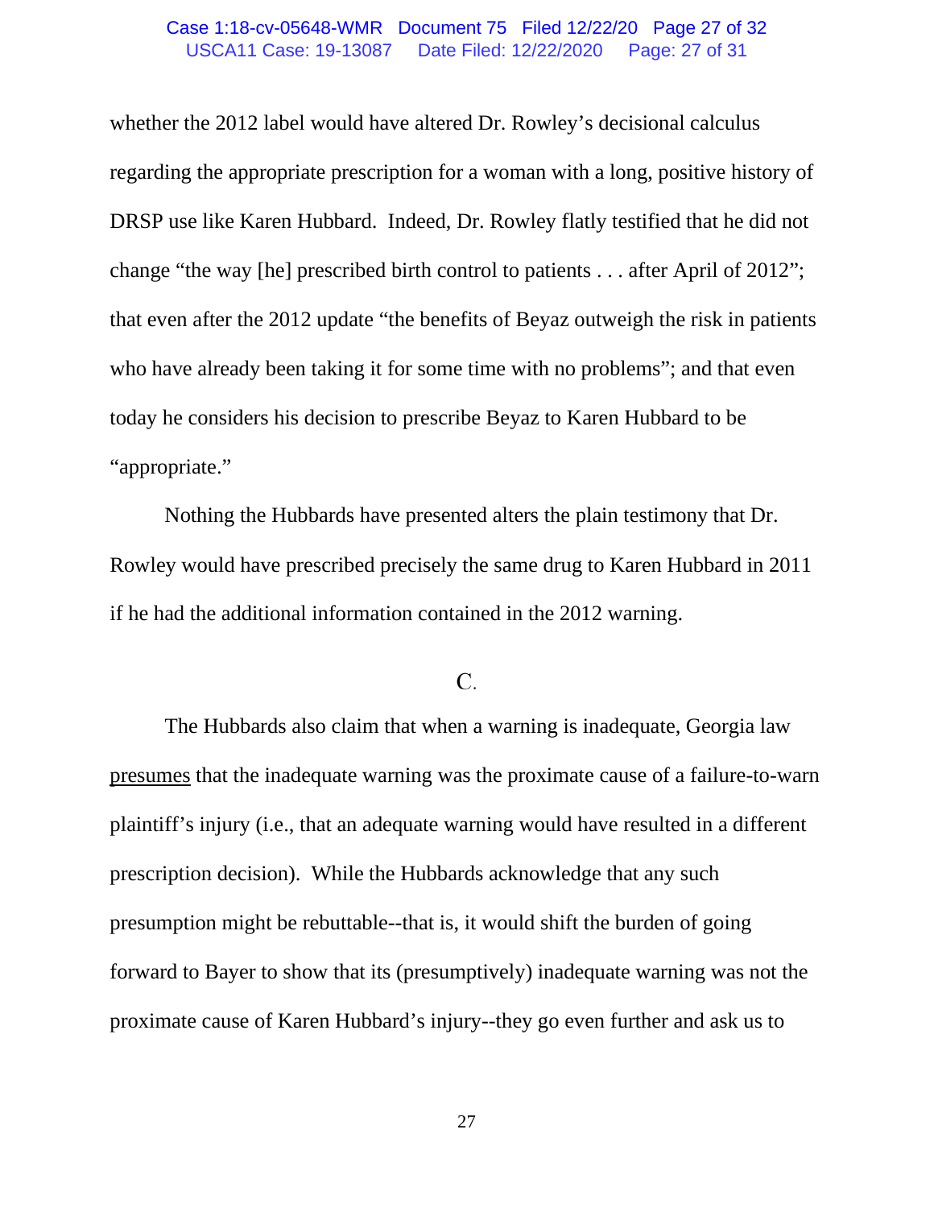whether the 2012 label would have altered Dr. Rowley's decisional calculus regarding the appropriate prescription for a woman with a long, positive history of DRSP use like Karen Hubbard. Indeed, Dr. Rowley flatly testified that he did not change "the way [he] prescribed birth control to patients . . . after April of 2012"; that even after the 2012 update "the benefits of Beyaz outweigh the risk in patients who have already been taking it for some time with no problems"; and that even today he considers his decision to prescribe Beyaz to Karen Hubbard to be "appropriate."

Nothing the Hubbards have presented alters the plain testimony that Dr. Rowley would have prescribed precisely the same drug to Karen Hubbard in 2011 if he had the additional information contained in the 2012 warning.

C.

The Hubbards also claim that when a warning is inadequate, Georgia law <u>presumes</u> that the inadequate warning was the proximate cause of a failure-to-warn plaintiff's injury (i.e., that an adequate warning would have resulted in a different prescription decision). While the Hubbards acknowledge that any such presumption might be rebuttable--that is, it would shift the burden of going forward to Bayer to show that its (presumptively) inadequate warning was not the proximate cause of Karen Hubbard's injury--they go even further and ask us to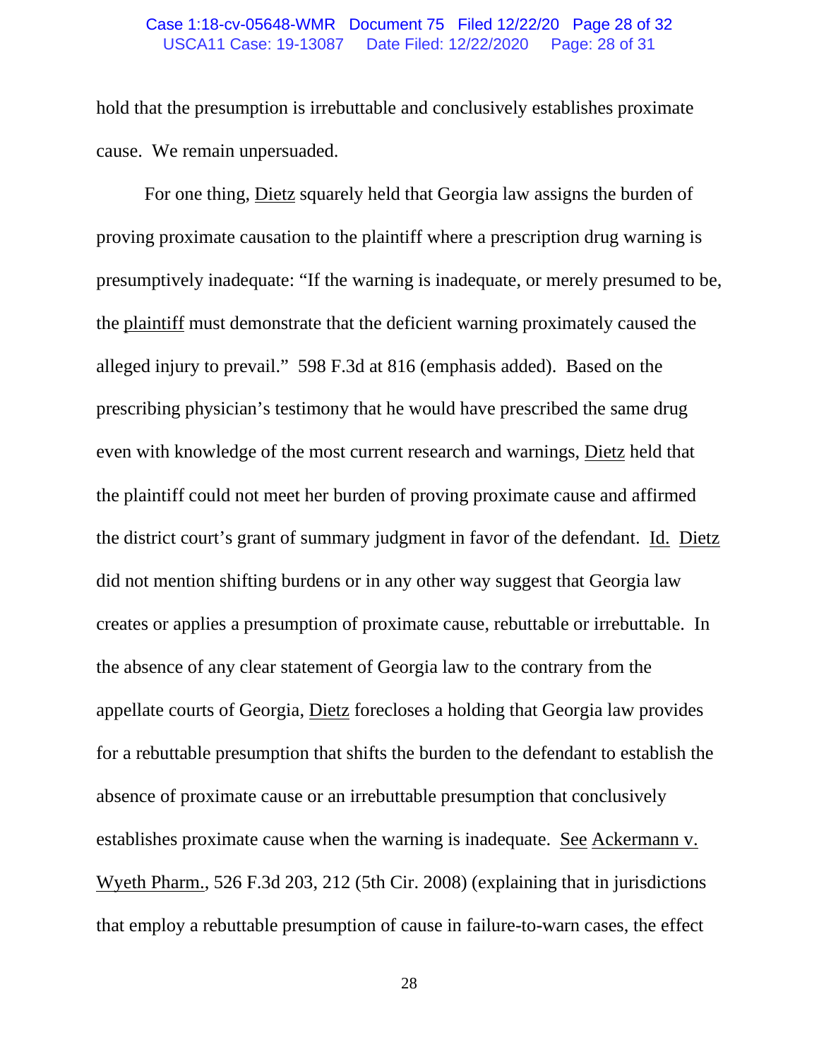hold that the presumption is irrebuttable and conclusively establishes proximate cause. We remain unpersuaded.

For one thing, Dietz squarely held that Georgia law assigns the burden of proving proximate causation to the plaintiff where a prescription drug warning is presumptively inadequate: "If the warning is inadequate, or merely presumed to be, the plaintiff must demonstrate that the deficient warning proximately caused the alleged injury to prevail." 598 F.3d at 816 (emphasis added). Based on the prescribing physician's testimony that he would have prescribed the same drug even with knowledge of the most current research and warnings, Dietz held that the plaintiff could not meet her burden of proving proximate cause and affirmed the district court's grant of summary judgment in favor of the defendant. Id. Dietz did not mention shifting burdens or in any other way suggest that Georgia law creates or applies a presumption of proximate cause, rebuttable or irrebuttable. In the absence of any clear statement of Georgia law to the contrary from the appellate courts of Georgia, Dietz forecloses a holding that Georgia law provides for a rebuttable presumption that shifts the burden to the defendant to establish the absence of proximate cause or an irrebuttable presumption that conclusively establishes proximate cause when the warning is inadequate. See Ackermann v. Wyeth Pharm., 526 F.3d 203, 212 (5th Cir. 2008) (explaining that in jurisdictions that employ a rebuttable presumption of cause in failure-to-warn cases, the effect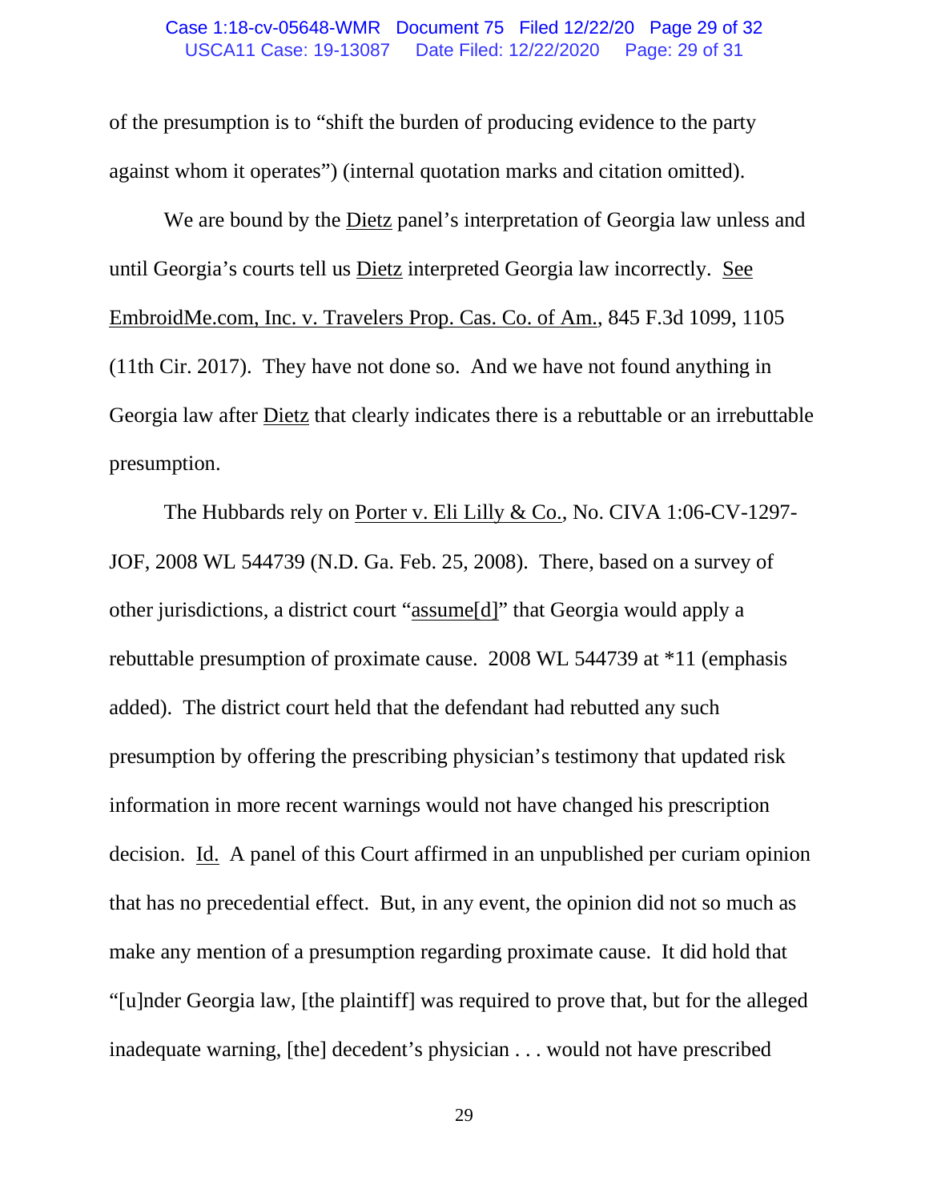of the presumption is to "shift the burden of producing evidence to the party against whom it operates") (internal quotation marks and citation omitted).

We are bound by the Dietz panel's interpretation of Georgia law unless and until Georgia's courts tell us Dietz interpreted Georgia law incorrectly. See EmbroidMe.com, Inc. v. Travelers Prop. Cas. Co. of Am., 845 F.3d 1099, 1105 (11th Cir. 2017). They have not done so. And we have not found anything in Georgia law after Dietz that clearly indicates there is a rebuttable or an irrebuttable presumption.

The Hubbards rely on Porter v. Eli Lilly & Co., No. CIVA 1:06-CV-1297-JOF, 2008 WL 544739 (N.D. Ga. Feb. 25, 2008). There, based on a survey of other jurisdictions, a district court "assume[d]" that Georgia would apply a rebuttable presumption of proximate cause. 2008 WL 544739 at *11 (emphasis added). The district court held that the defendant had rebutted any such presumption by offering the prescribing physician's testimony that updated risk information in more recent warnings would not have changed his prescription decision. Id. A panel of this Court affirmed in an unpublished per curiam opinion that has no precedential effect. But, in any event, the opinion did not so much as make any mention of a presumption regarding proximate cause. It did hold that "[u]nder Georgia law, [the plaintiff] was required to prove that, but for the alleged inadequate warning, [the] decedent's physician . . . would not have prescribed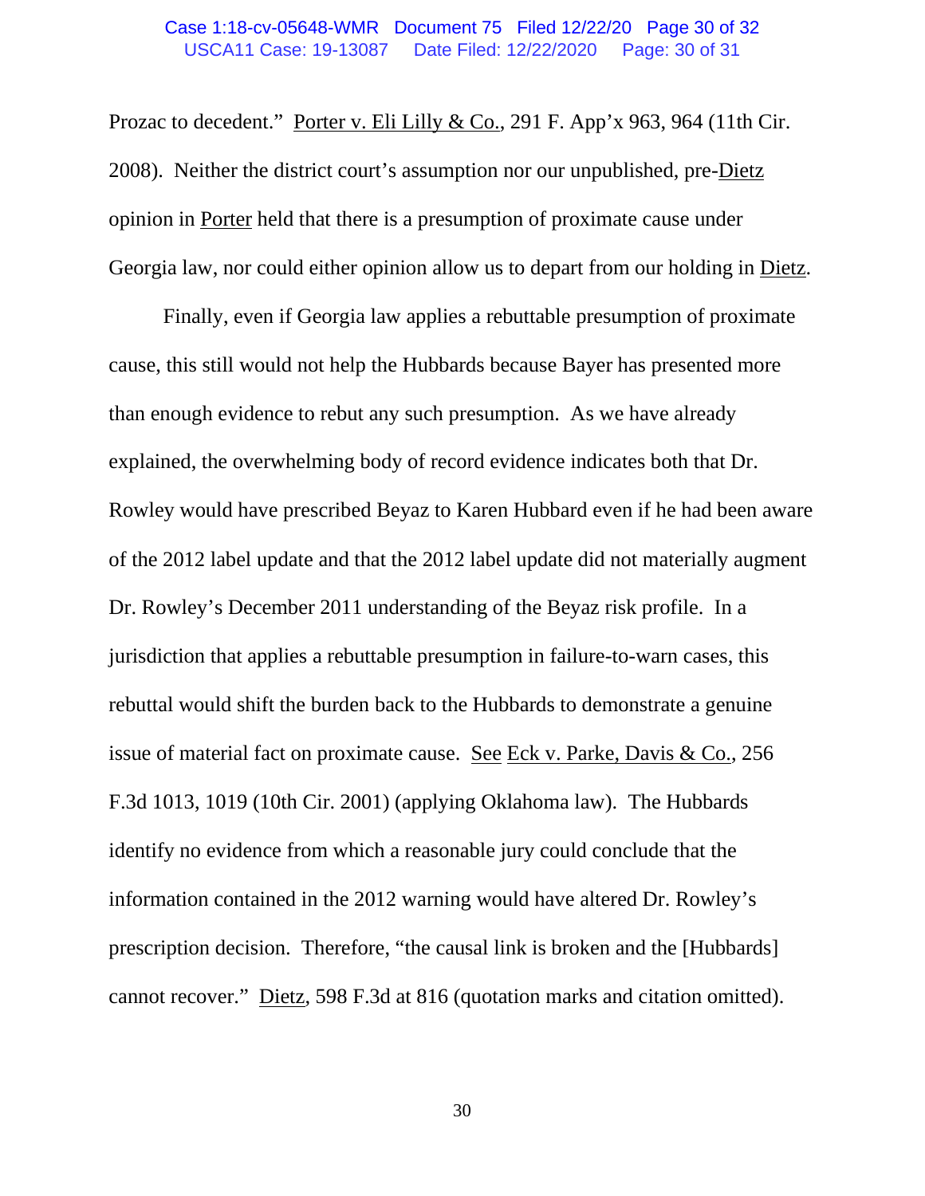Prozac to decedent." Porter v. Eli Lilly & Co., 291 F. App'x 963, 964 (11th Cir. 2008). Neither the district court's assumption nor our unpublished, pre-Dietz opinion in Porter held that there is a presumption of proximate cause under Georgia law, nor could either opinion allow us to depart from our holding in Dietz.

Finally, even if Georgia law applies a rebuttable presumption of proximate cause, this still would not help the Hubbards because Bayer has presented more than enough evidence to rebut any such presumption. As we have already explained, the overwhelming body of record evidence indicates both that Dr. Rowley would have prescribed Beyaz to Karen Hubbard even if he had been aware of the 2012 label update and that the 2012 label update did not materially augment Dr. Rowley's December 2011 understanding of the Beyaz risk profile. In a jurisdiction that applies a rebuttable presumption in failure-to-warn cases, this rebuttal would shift the burden back to the Hubbards to demonstrate a genuine issue of material fact on proximate cause. See Eck v. Parke, Davis & Co., 256 F.3d 1013, 1019 (10th Cir. 2001) (applying Oklahoma law). The Hubbards identify no evidence from which a reasonable jury could conclude that the information contained in the 2012 warning would have altered Dr. Rowley's prescription decision. Therefore, "the causal link is broken and the [Hubbards] cannot recover." Dietz, 598 F.3d at 816 (quotation marks and citation omitted).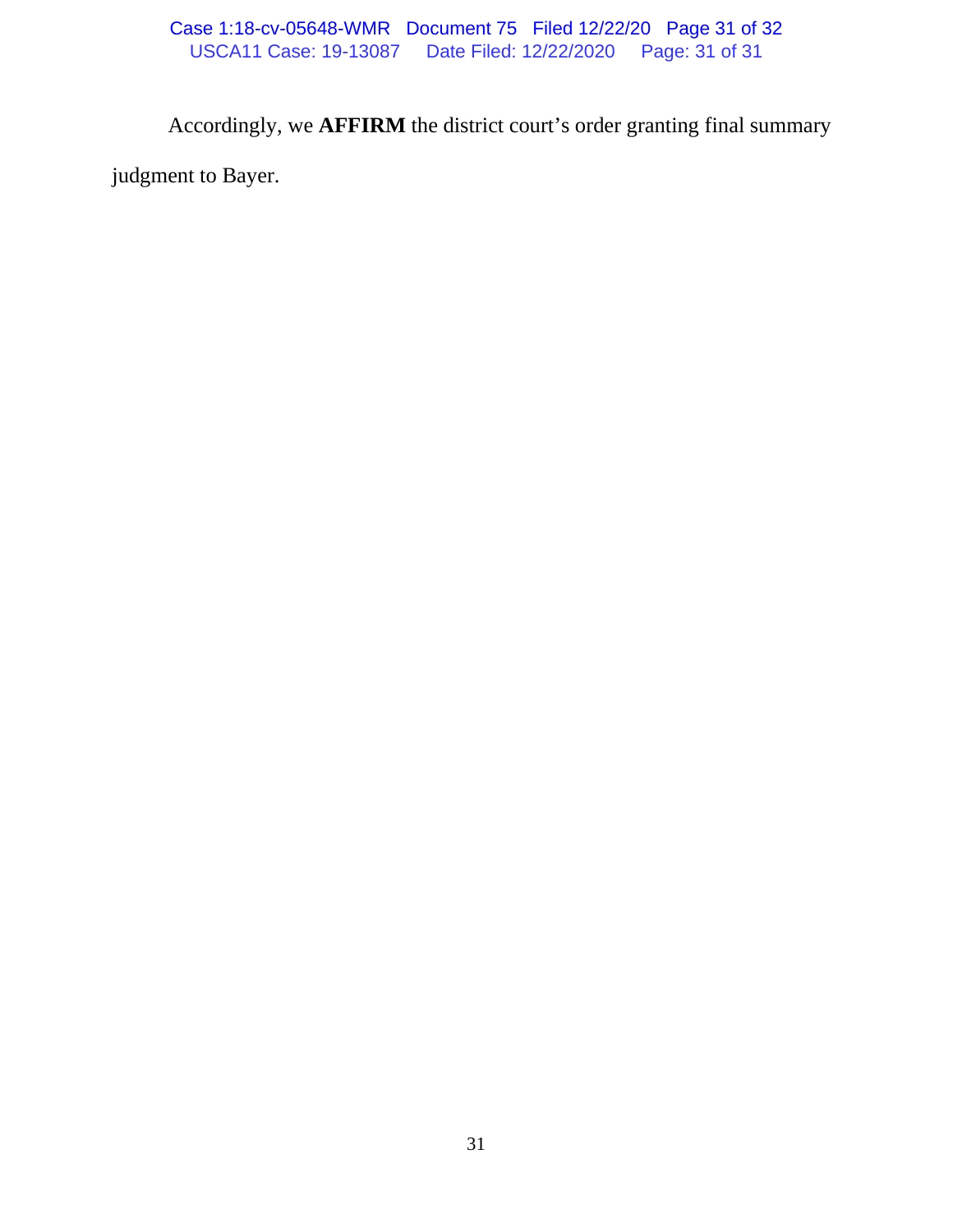Accordingly, we **AFFIRM** the district court's order granting final summary judgment to Bayer.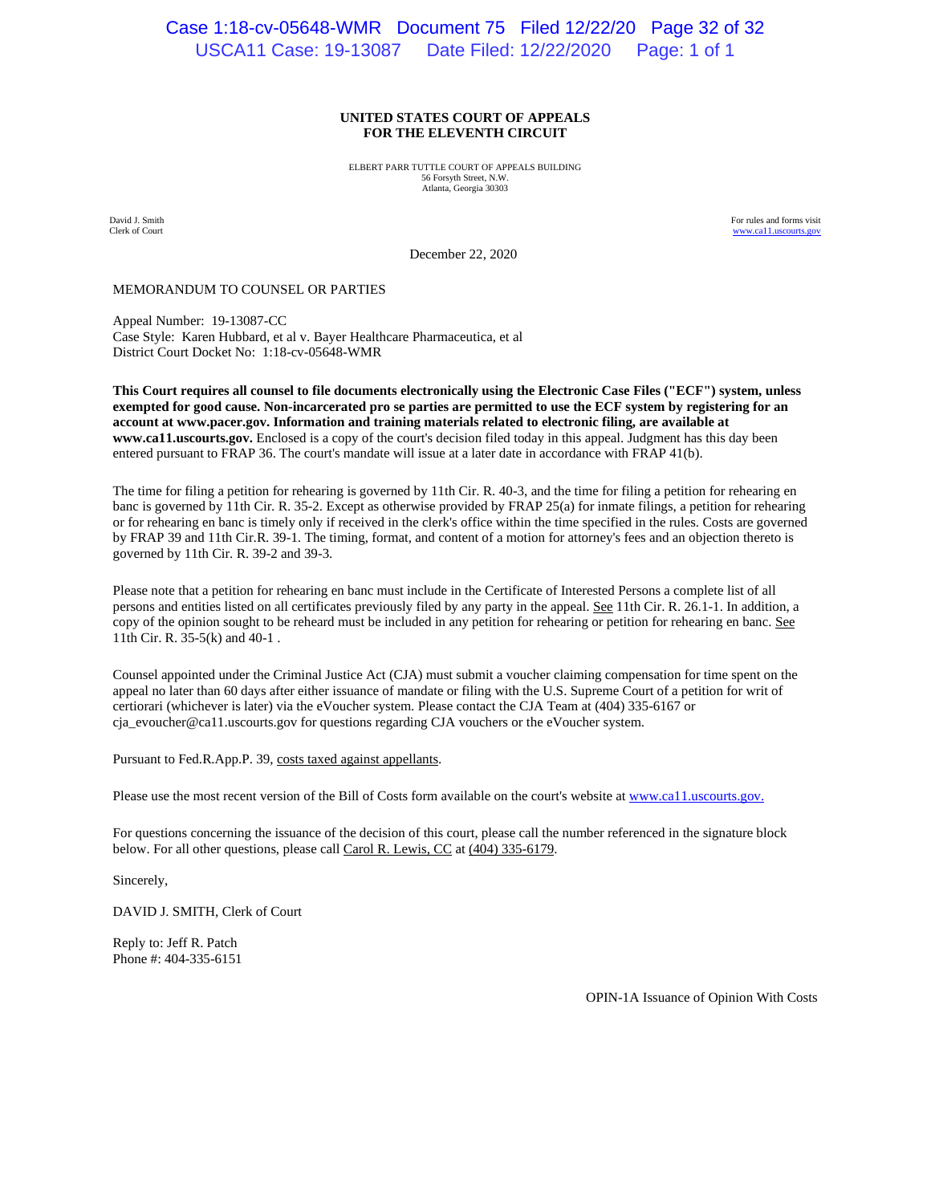**UNITED STATES COURT OF APPEALS**
**FOR THE ELEVENTH CIRCUIT**

ELBERT PARR TUTTLE COURT OF APPEALS BUILDING
56 Forsyth Street, N.W.
Atlanta, Georgia 30303

David J. Smith
Clerk of Court

For rules and forms visit
www.ca11.uscourts.gov

December 22, 2020

MEMORANDUM TO COUNSEL OR PARTIES

Appeal Number: 19-13087-CC
Case Style: Karen Hubbard, et al v. Bayer Healthcare Pharmaceutica, et al
District Court Docket No: 1:18-cv-05648-WMR

**This Court requires all counsel to file documents electronically using the Electronic Case Files ("ECF") system, unless exempted for good cause. Non-incarcerated pro se parties are permitted to use the ECF system by registering for an account at www.pacer.gov. Information and training materials related to electronic filing, are available at www.ca11.uscourts.gov.** Enclosed is a copy of the court's decision filed today in this appeal. Judgment has this day been entered pursuant to FRAP 36. The court's mandate will issue at a later date in accordance with FRAP 41(b).

The time for filing a petition for rehearing is governed by 11th Cir. R. 40-3, and the time for filing a petition for rehearing en banc is governed by 11th Cir. R. 35-2. Except as otherwise provided by FRAP 25(a) for inmate filings, a petition for rehearing or for rehearing en banc is timely only if received in the clerk's office within the time specified in the rules. Costs are governed by FRAP 39 and 11th Cir.R. 39-1. The timing, format, and content of a motion for attorney's fees and an objection thereto is governed by 11th Cir. R. 39-2 and 39-3.

Please note that a petition for rehearing en banc must include in the Certificate of Interested Persons a complete list of all persons and entities listed on all certificates previously filed by any party in the appeal. See 11th Cir. R. 26.1-1. In addition, a copy of the opinion sought to be reheard must be included in any petition for rehearing or petition for rehearing en banc. See 11th Cir. R. 35-5(k) and 40-1 .

Counsel appointed under the Criminal Justice Act (CJA) must submit a voucher claiming compensation for time spent on the appeal no later than 60 days after either issuance of mandate or filing with the U.S. Supreme Court of a petition for writ of certiorari (whichever is later) via the eVoucher system. Please contact the CJA Team at (404) 335-6167 or cja_evoucher@ca11.uscourts.gov for questions regarding CJA vouchers or the eVoucher system.

Pursuant to Fed.R.App.P. 39, costs taxed against appellants.

Please use the most recent version of the Bill of Costs form available on the court's website at www.ca11.uscourts.gov.

For questions concerning the issuance of the decision of this court, please call the number referenced in the signature block below. For all other questions, please call Carol R. Lewis, CC at (404) 335-6179.

Sincerely,

DAVID J. SMITH, Clerk of Court

Reply to: Jeff R. Patch
Phone #: 404-335-6151

OPIN-1A Issuance of Opinion With Costs